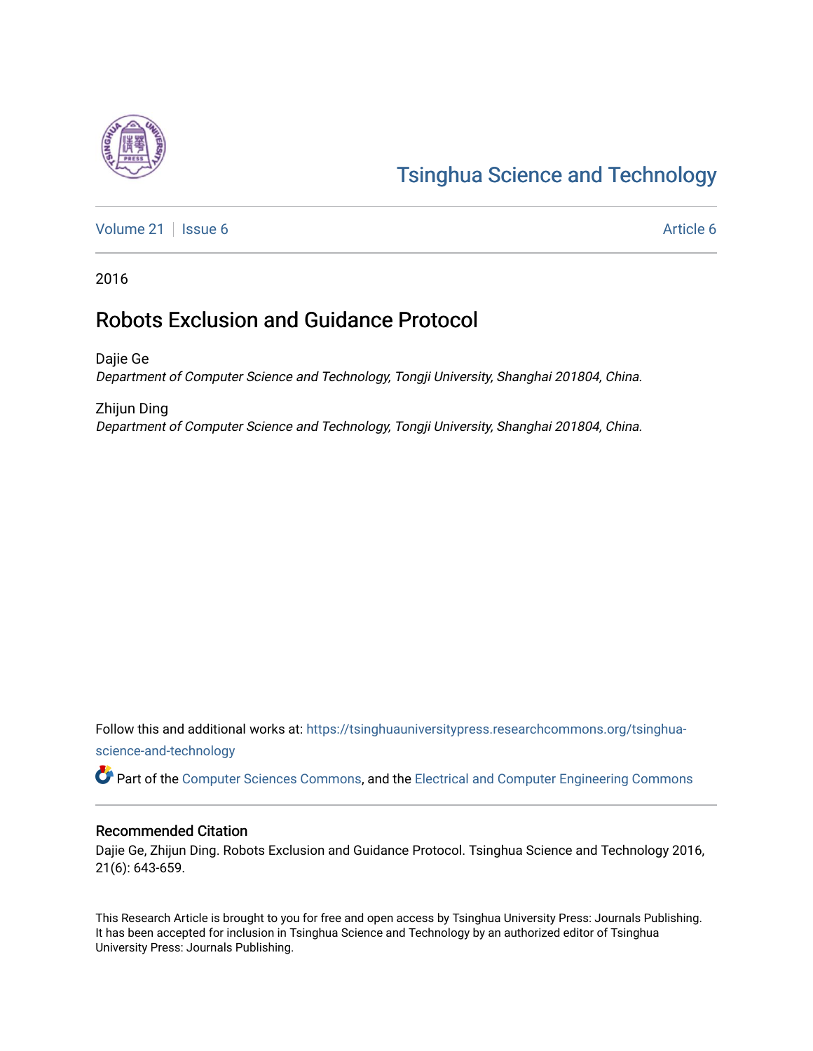# Tsinghua Science and Technology

Volume 21 | Issue 6 | Article 6

2016

## Robots Exclusion and Guidance Protocol

Dajie Ge
*Department of Computer Science and Technology, Tongji University, Shanghai 201804, China.*

Zhijun Ding
*Department of Computer Science and Technology, Tongji University, Shanghai 201804, China.*

Follow this and additional works at: https://tsinghuauniversitypress.researchcommons.org/tsinghua-science-and-technology

Part of the Computer Sciences Commons, and the Electrical and Computer Engineering Commons

### Recommended Citation

Dajie Ge, Zhijun Ding. Robots Exclusion and Guidance Protocol. Tsinghua Science and Technology 2016, 21(6): 643-659.

This Research Article is brought to you for free and open access by Tsinghua University Press: Journals Publishing. It has been accepted for inclusion in Tsinghua Science and Technology by an authorized editor of Tsinghua University Press: Journals Publishing.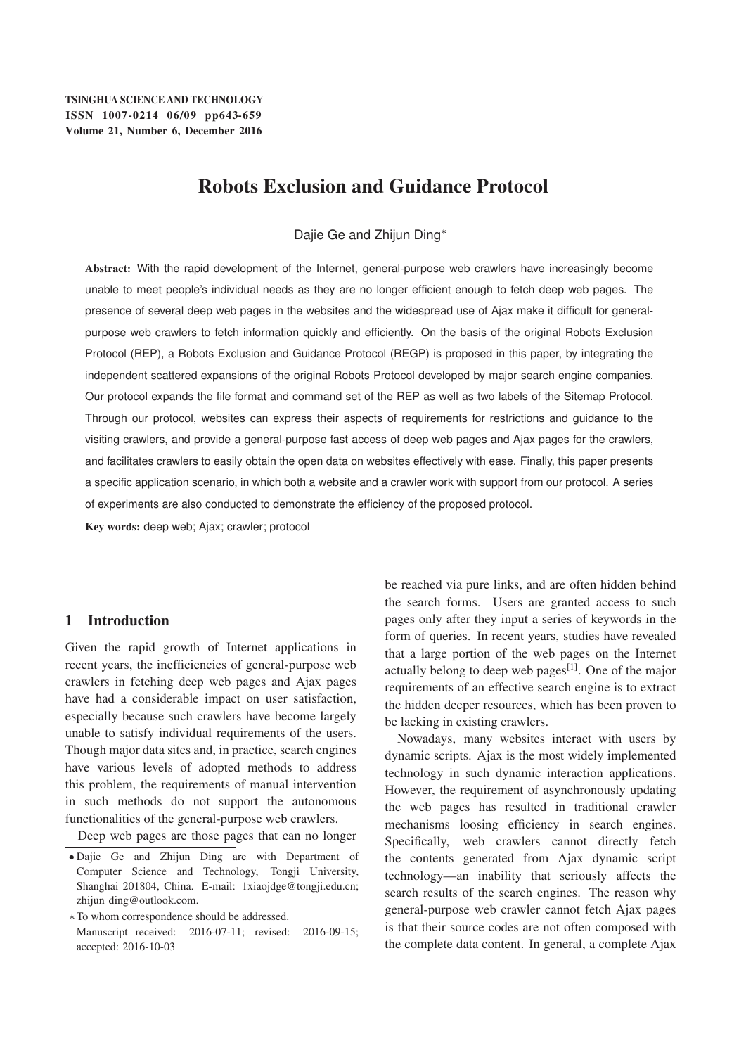# Robots Exclusion and Guidance Protocol

Dajie Ge and Zhijun Ding*

**Abstract:** With the rapid development of the Internet, general-purpose web crawlers have increasingly become unable to meet people's individual needs as they are no longer efficient enough to fetch deep web pages. The presence of several deep web pages in the websites and the widespread use of Ajax make it difficult for general-purpose web crawlers to fetch information quickly and efficiently. On the basis of the original Robots Exclusion Protocol (REP), a Robots Exclusion and Guidance Protocol (REGP) is proposed in this paper, by integrating the independent scattered expansions of the original Robots Protocol developed by major search engine companies. Our protocol expands the file format and command set of the REP as well as two labels of the Sitemap Protocol. Through our protocol, websites can express their aspects of requirements for restrictions and guidance to the visiting crawlers, and provide a general-purpose fast access of deep web pages and Ajax pages for the crawlers, and facilitates crawlers to easily obtain the open data on websites effectively with ease. Finally, this paper presents a specific application scenario, in which both a website and a crawler work with support from our protocol. A series of experiments are also conducted to demonstrate the efficiency of the proposed protocol.

**Key words:** deep web; Ajax; crawler; protocol

## 1 Introduction

Given the rapid growth of Internet applications in recent years, the inefficiencies of general-purpose web crawlers in fetching deep web pages and Ajax pages have had a considerable impact on user satisfaction, especially because such crawlers have become largely unable to satisfy individual requirements of the users. Though major data sites and, in practice, search engines have various levels of adopted methods to address this problem, the requirements of manual intervention in such methods do not support the autonomous functionalities of the general-purpose web crawlers.

Deep web pages are those pages that can no longer be reached via pure links, and are often hidden behind the search forms. Users are granted access to such pages only after they input a series of keywords in the form of queries. In recent years, studies have revealed that a large portion of the web pages on the Internet actually belong to deep web pages[1]. One of the major requirements of an effective search engine is to extract the hidden deeper resources, which has been proven to be lacking in existing crawlers.

Nowadays, many websites interact with users by dynamic scripts. Ajax is the most widely implemented technology in such dynamic interaction applications. However, the requirement of asynchronously updating the web pages has resulted in traditional crawler mechanisms loosing efficiency in search engines. Specifically, web crawlers cannot directly fetch the contents generated from Ajax dynamic script technology—an inability that seriously affects the search results of the search engines. The reason why general-purpose web crawler cannot fetch Ajax pages is that their source codes are not often composed with the complete data content. In general, a complete Ajax

---

• Dajie Ge and Zhijun Ding are with Department of Computer Science and Technology, Tongji University, Shanghai 201804, China. E-mail: 1xiaojdge@tongji.edu.cn; zhijun_ding@outlook.com.

* To whom correspondence should be addressed.

Manuscript received: 2016-07-11; revised: 2016-09-15; accepted: 2016-10-03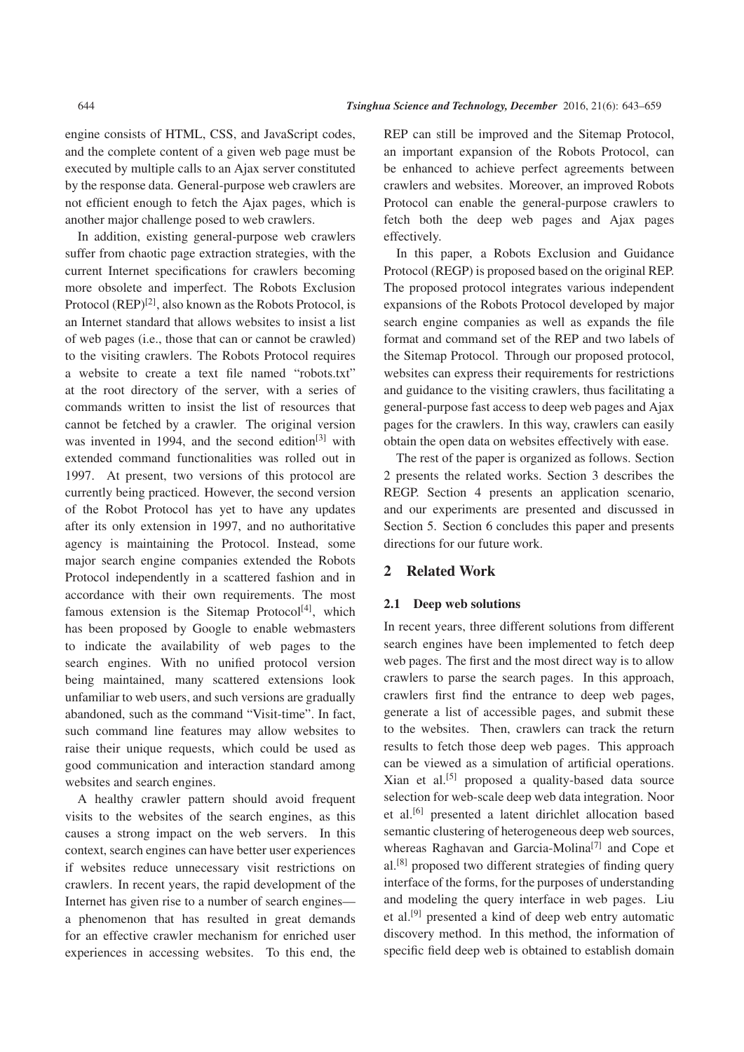engine consists of HTML, CSS, and JavaScript codes, and the complete content of a given web page must be executed by multiple calls to an Ajax server constituted by the response data. General-purpose web crawlers are not efficient enough to fetch the Ajax pages, which is another major challenge posed to web crawlers.

In addition, existing general-purpose web crawlers suffer from chaotic page extraction strategies, with the current Internet specifications for crawlers becoming more obsolete and imperfect. The Robots Exclusion Protocol (REP)[2], also known as the Robots Protocol, is an Internet standard that allows websites to insist a list of web pages (i.e., those that can or cannot be crawled) to the visiting crawlers. The Robots Protocol requires a website to create a text file named "robots.txt" at the root directory of the server, with a series of commands written to insist the list of resources that cannot be fetched by a crawler. The original version was invented in 1994, and the second edition[3] with extended command functionalities was rolled out in 1997. At present, two versions of this protocol are currently being practiced. However, the second version of the Robot Protocol has yet to have any updates after its only extension in 1997, and no authoritative agency is maintaining the Protocol. Instead, some major search engine companies extended the Robots Protocol independently in a scattered fashion and in accordance with their own requirements. The most famous extension is the Sitemap Protocol[4], which has been proposed by Google to enable webmasters to indicate the availability of web pages to the search engines. With no unified protocol version being maintained, many scattered extensions look unfamiliar to web users, and such versions are gradually abandoned, such as the command "Visit-time". In fact, such command line features may allow websites to raise their unique requests, which could be used as good communication and interaction standard among websites and search engines.

A healthy crawler pattern should avoid frequent visits to the websites of the search engines, as this causes a strong impact on the web servers. In this context, search engines can have better user experiences if websites reduce unnecessary visit restrictions on crawlers. In recent years, the rapid development of the Internet has given rise to a number of search engines—a phenomenon that has resulted in great demands for an effective crawler mechanism for enriched user experiences in accessing websites. To this end, the REP can still be improved and the Sitemap Protocol, an important expansion of the Robots Protocol, can be enhanced to achieve perfect agreements between crawlers and websites. Moreover, an improved Robots Protocol can enable the general-purpose crawlers to fetch both the deep web pages and Ajax pages effectively.

In this paper, a Robots Exclusion and Guidance Protocol (REGP) is proposed based on the original REP. The proposed protocol integrates various independent expansions of the Robots Protocol developed by major search engine companies as well as expands the file format and command set of the REP and two labels of the Sitemap Protocol. Through our proposed protocol, websites can express their requirements for restrictions and guidance to the visiting crawlers, thus facilitating a general-purpose fast access to deep web pages and Ajax pages for the crawlers. In this way, crawlers can easily obtain the open data on websites effectively with ease.

The rest of the paper is organized as follows. Section 2 presents the related works. Section 3 describes the REGP. Section 4 presents an application scenario, and our experiments are presented and discussed in Section 5. Section 6 concludes this paper and presents directions for our future work.

## 2 Related Work

### 2.1 Deep web solutions

In recent years, three different solutions from different search engines have been implemented to fetch deep web pages. The first and the most direct way is to allow crawlers to parse the search pages. In this approach, crawlers first find the entrance to deep web pages, generate a list of accessible pages, and submit these to the websites. Then, crawlers can track the return results to fetch those deep web pages. This approach can be viewed as a simulation of artificial operations. Xian et al.[5] proposed a quality-based data source selection for web-scale deep web data integration. Noor et al.[6] presented a latent dirichlet allocation based semantic clustering of heterogeneous deep web sources, whereas Raghavan and Garcia-Molina[7] and Cope et al.[8] proposed two different strategies of finding query interface of the forms, for the purposes of understanding and modeling the query interface in web pages. Liu et al.[9] presented a kind of deep web entry automatic discovery method. In this method, the information of specific field deep web is obtained to establish domain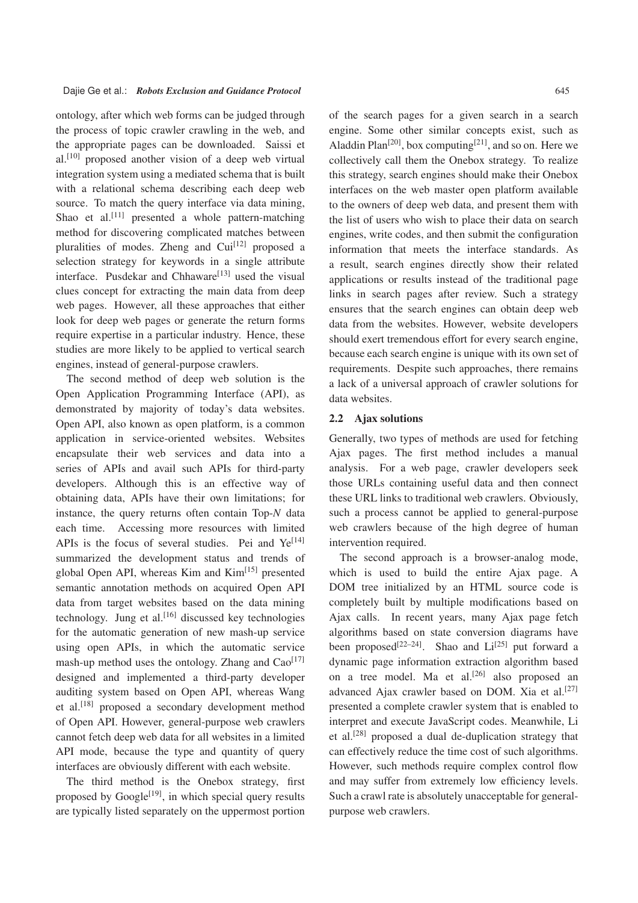ontology, after which web forms can be judged through the process of topic crawler crawling in the web, and the appropriate pages can be downloaded. Saissi et al.[10] proposed another vision of a deep web virtual integration system using a mediated schema that is built with a relational schema describing each deep web source. To match the query interface via data mining, Shao et al.[11] presented a whole pattern-matching method for discovering complicated matches between pluralities of modes. Zheng and Cui[12] proposed a selection strategy for keywords in a single attribute interface. Pusdekar and Chhaware[13] used the visual clues concept for extracting the main data from deep web pages. However, all these approaches that either look for deep web pages or generate the return forms require expertise in a particular industry. Hence, these studies are more likely to be applied to vertical search engines, instead of general-purpose crawlers.

The second method of deep web solution is the Open Application Programming Interface (API), as demonstrated by majority of today's data websites. Open API, also known as open platform, is a common application in service-oriented websites. Websites encapsulate their web services and data into a series of APIs and avail such APIs for third-party developers. Although this is an effective way of obtaining data, APIs have their own limitations; for instance, the query returns often contain Top-$N$ data each time. Accessing more resources with limited APIs is the focus of several studies. Pei and Ye[14] summarized the development status and trends of global Open API, whereas Kim and Kim[15] presented semantic annotation methods on acquired Open API data from target websites based on the data mining technology. Jung et al.[16] discussed key technologies for the automatic generation of new mash-up service using open APIs, in which the automatic service mash-up method uses the ontology. Zhang and Cao[17] designed and implemented a third-party developer auditing system based on Open API, whereas Wang et al.[18] proposed a secondary development method of Open API. However, general-purpose web crawlers cannot fetch deep web data for all websites in a limited API mode, because the type and quantity of query interfaces are obviously different with each website.

The third method is the Onebox strategy, first proposed by Google[19], in which special query results are typically listed separately on the uppermost portion of the search pages for a given search in a search engine. Some other similar concepts exist, such as Aladdin Plan[20], box computing[21], and so on. Here we collectively call them the Onebox strategy. To realize this strategy, search engines should make their Onebox interfaces on the web master open platform available to the owners of deep web data, and present them with the list of users who wish to place their data on search engines, write codes, and then submit the configuration information that meets the interface standards. As a result, search engines directly show their related applications or results instead of the traditional page links in search pages after review. Such a strategy ensures that the search engines can obtain deep web data from the websites. However, website developers should exert tremendous effort for every search engine, because each search engine is unique with its own set of requirements. Despite such approaches, there remains a lack of a universal approach of crawler solutions for data websites.

### 2.2 Ajax solutions

Generally, two types of methods are used for fetching Ajax pages. The first method includes a manual analysis. For a web page, crawler developers seek those URLs containing useful data and then connect these URL links to traditional web crawlers. Obviously, such a process cannot be applied to general-purpose web crawlers because of the high degree of human intervention required.

The second approach is a browser-analog mode, which is used to build the entire Ajax page. A DOM tree initialized by an HTML source code is completely built by multiple modifications based on Ajax calls. In recent years, many Ajax page fetch algorithms based on state conversion diagrams have been proposed[22–24]. Shao and Li[25] put forward a dynamic page information extraction algorithm based on a tree model. Ma et al.[26] also proposed an advanced Ajax crawler based on DOM. Xia et al.[27] presented a complete crawler system that is enabled to interpret and execute JavaScript codes. Meanwhile, Li et al.[28] proposed a dual de-duplication strategy that can effectively reduce the time cost of such algorithms. However, such methods require complex control flow and may suffer from extremely low efficiency levels. Such a crawl rate is absolutely unacceptable for general-purpose web crawlers.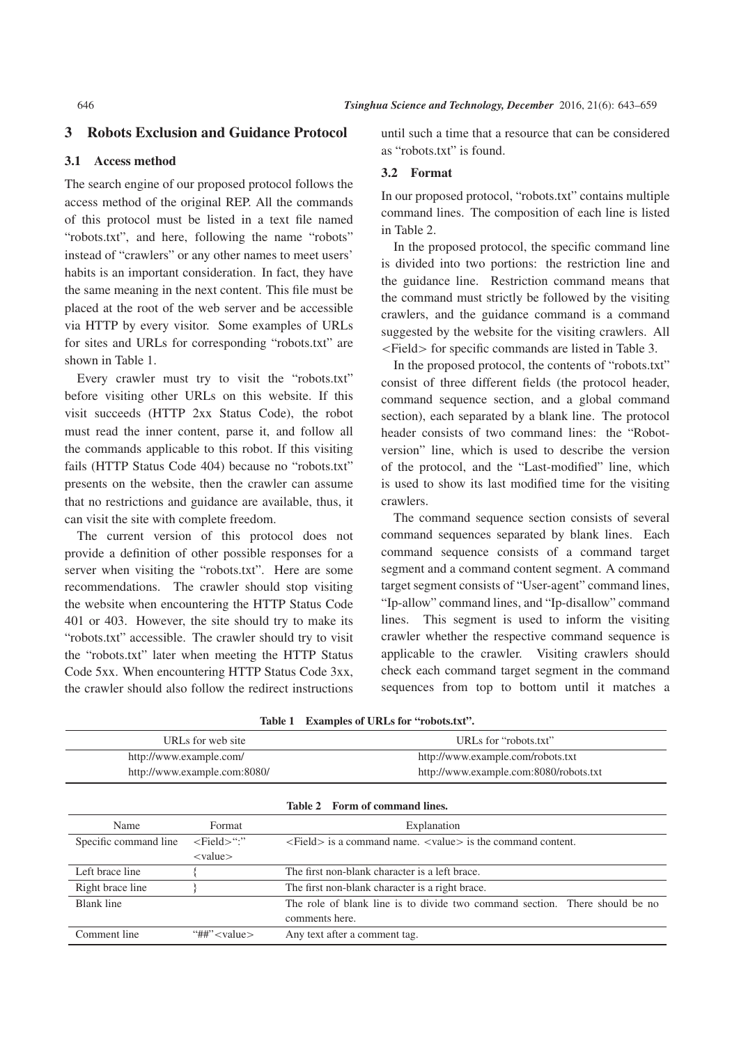## 3 Robots Exclusion and Guidance Protocol

### 3.1 Access method

The search engine of our proposed protocol follows the access method of the original REP. All the commands of this protocol must be listed in a text file named "robots.txt", and here, following the name "robots" instead of "crawlers" or any other names to meet users' habits is an important consideration. In fact, they have the same meaning in the next content. This file must be placed at the root of the web server and be accessible via HTTP by every visitor. Some examples of URLs for sites and URLs for corresponding "robots.txt" are shown in Table 1.

Every crawler must try to visit the "robots.txt" before visiting other URLs on this website. If this visit succeeds (HTTP 2xx Status Code), the robot must read the inner content, parse it, and follow all the commands applicable to this robot. If this visiting fails (HTTP Status Code 404) because no "robots.txt" presents on the website, then the crawler can assume that no restrictions and guidance are available, thus, it can visit the site with complete freedom.

The current version of this protocol does not provide a definition of other possible responses for a server when visiting the "robots.txt". Here are some recommendations. The crawler should stop visiting the website when encountering the HTTP Status Code 401 or 403. However, the site should try to make its "robots.txt" accessible. The crawler should try to visit the "robots.txt" later when meeting the HTTP Status Code 5xx. When encountering HTTP Status Code 3xx, the crawler should also follow the redirect instructions until such a time that a resource that can be considered as "robots.txt" is found.

### 3.2 Format

In our proposed protocol, "robots.txt" contains multiple command lines. The composition of each line is listed in Table 2.

In the proposed protocol, the specific command line is divided into two portions: the restriction line and the guidance line. Restriction command means that the command must strictly be followed by the visiting crawlers, and the guidance command is a command suggested by the website for the visiting crawlers. All <Field> for specific commands are listed in Table 3.

In the proposed protocol, the contents of "robots.txt" consist of three different fields (the protocol header, command sequence section, and a global command section), each separated by a blank line. The protocol header consists of two command lines: the "Robot-version" line, which is used to describe the version of the protocol, and the "Last-modified" line, which is used to show its last modified time for the visiting crawlers.

The command sequence section consists of several command sequences separated by blank lines. Each command sequence consists of a command target segment and a command content segment. A command target segment consists of "User-agent" command lines, "Ip-allow" command lines, and "Ip-disallow" command lines. This segment is used to inform the visiting crawler whether the respective command sequence is applicable to the crawler. Visiting crawlers should check each command target segment in the command sequences from top to bottom until it matches a

**Table 1 Examples of URLs for "robots.txt".**

| URLs for web site | URLs for "robots.txt" |
|---|---|
| http://www.example.com/ | http://www.example.com/robots.txt |
| http://www.example.com:8080/ | http://www.example.com:8080/robots.txt |

**Table 2 Form of command lines.**

| Name | Format | Explanation |
|---|---|---|
| Specific command line | <Field>":" <value> | <Field> is a command name. <value> is the command content. |
| Left brace line | { | The first non-blank character is a left brace. |
| Right brace line | } | The first non-blank character is a right brace. |
| Blank line | | The role of blank line is to divide two command section. There should be no comments here. |
| Comment line | "##"<value> | Any text after a comment tag. |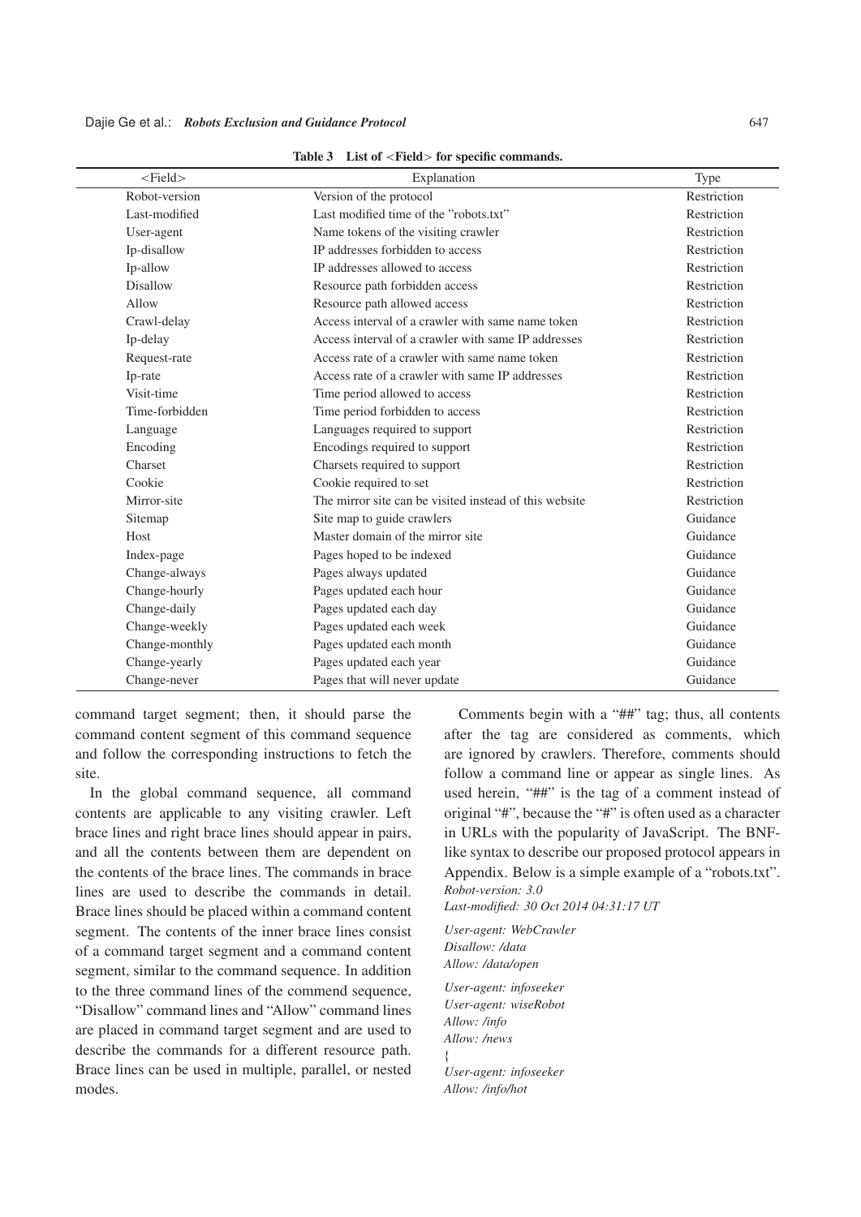**Table 3 List of <Field> for specific commands.**

| <Field> | Explanation | Type |
|---|---|---|
| Robot-version | Version of the protocol | Restriction |
| Last-modified | Last modified time of the "robots.txt" | Restriction |
| User-agent | Name tokens of the visiting crawler | Restriction |
| Ip-disallow | IP addresses forbidden to access | Restriction |
| Ip-allow | IP addresses allowed to access | Restriction |
| Disallow | Resource path forbidden access | Restriction |
| Allow | Resource path allowed access | Restriction |
| Crawl-delay | Access interval of a crawler with same name token | Restriction |
| Ip-delay | Access interval of a crawler with same IP addresses | Restriction |
| Request-rate | Access rate of a crawler with same name token | Restriction |
| Ip-rate | Access rate of a crawler with same IP addresses | Restriction |
| Visit-time | Time period allowed to access | Restriction |
| Time-forbidden | Time period forbidden to access | Restriction |
| Language | Languages required to support | Restriction |
| Encoding | Encodings required to support | Restriction |
| Charset | Charsets required to support | Restriction |
| Cookie | Cookie required to set | Restriction |
| Mirror-site | The mirror site can be visited instead of this website | Restriction |
| Sitemap | Site map to guide crawlers | Guidance |
| Host | Master domain of the mirror site | Guidance |
| Index-page | Pages hoped to be indexed | Guidance |
| Change-always | Pages always updated | Guidance |
| Change-hourly | Pages updated each hour | Guidance |
| Change-daily | Pages updated each day | Guidance |
| Change-weekly | Pages updated each week | Guidance |
| Change-monthly | Pages updated each month | Guidance |
| Change-yearly | Pages updated each year | Guidance |
| Change-never | Pages that will never update | Guidance |

command target segment; then, it should parse the command content segment of this command sequence and follow the corresponding instructions to fetch the site.

In the global command sequence, all command contents are applicable to any visiting crawler. Left brace lines and right brace lines should appear in pairs, and all the contents between them are dependent on the contents of the brace lines. The commands in brace lines are used to describe the commands in detail. Brace lines should be placed within a command content segment. The contents of the inner brace lines consist of a command target segment and a command content segment, similar to the command sequence. In addition to the three command lines of the commend sequence, "Disallow" command lines and "Allow" command lines are placed in command target segment and are used to describe the commands for a different resource path. Brace lines can be used in multiple, parallel, or nested modes.

Comments begin with a "##" tag; thus, all contents after the tag are considered as comments, which are ignored by crawlers. Therefore, comments should follow a command line or appear as single lines. As used herein, "##" is the tag of a comment instead of original "#", because the "#" is often used as a character in URLs with the popularity of JavaScript. The BNF-like syntax to describe our proposed protocol appears in Appendix. Below is a simple example of a "robots.txt".

```
Robot-version: 3.0
Last-modified: 30 Oct 2014 04:31:17 UT

User-agent: WebCrawler
Disallow: /data
Allow: /data/open

User-agent: infoseeker
User-agent: wiseRobot
Allow: /info
Allow: /news
{
User-agent: infoseeker
Allow: /info/hot
```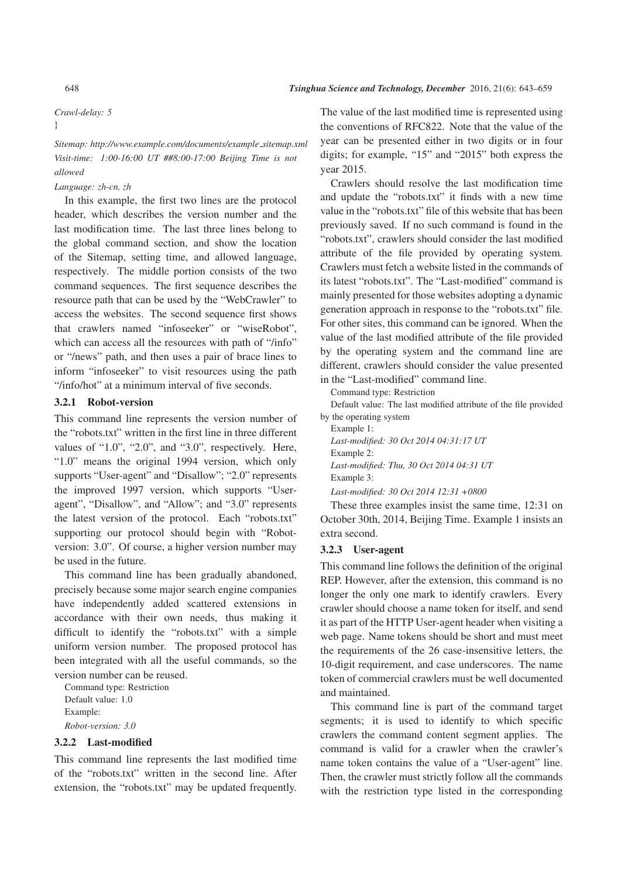*Crawl-delay: 5*
}

*Sitemap: http://www.example.com/documents/example_sitemap.xml*
*Visit-time: 1:00-16:00 UT ##8:00-17:00 Beijing Time is not allowed*
*Language: zh-cn, zh*

In this example, the first two lines are the protocol header, which describes the version number and the last modification time. The last three lines belong to the global command section, and show the location of the Sitemap, setting time, and allowed language, respectively. The middle portion consists of the two command sequences. The first sequence describes the resource path that can be used by the "WebCrawler" to access the websites. The second sequence first shows that crawlers named "infoseeker" or "wiseRobot", which can access all the resources with path of "/info" or "/news" path, and then uses a pair of brace lines to inform "infoseeker" to visit resources using the path "/info/hot" at a minimum interval of five seconds.

### 3.2.1 Robot-version

This command line represents the version number of the "robots.txt" written in the first line in three different values of "1.0", "2.0", and "3.0", respectively. Here, "1.0" means the original 1994 version, which only supports "User-agent" and "Disallow"; "2.0" represents the improved 1997 version, which supports "User-agent", "Disallow", and "Allow"; and "3.0" represents the latest version of the protocol. Each "robots.txt" supporting our protocol should begin with "Robot-version: 3.0". Of course, a higher version number may be used in the future.

This command line has been gradually abandoned, precisely because some major search engine companies have independently added scattered extensions in accordance with their own needs, thus making it difficult to identify the "robots.txt" with a simple uniform version number. The proposed protocol has been integrated with all the useful commands, so the version number can be reused.

Command type: Restriction
Default value: 1.0
Example:
*Robot-version: 3.0*

### 3.2.2 Last-modified

This command line represents the last modified time of the "robots.txt" written in the second line. After extension, the "robots.txt" may be updated frequently. The value of the last modified time is represented using the conventions of RFC822. Note that the value of the year can be presented either in two digits or in four digits; for example, "15" and "2015" both express the year 2015.

Crawlers should resolve the last modification time and update the "robots.txt" it finds with a new time value in the "robots.txt" file of this website that has been previously saved. If no such command is found in the "robots.txt", crawlers should consider the last modified attribute of the file provided by operating system. Crawlers must fetch a website listed in the commands of its latest "robots.txt". The "Last-modified" command is mainly presented for those websites adopting a dynamic generation approach in response to the "robots.txt" file. For other sites, this command can be ignored. When the value of the last modified attribute of the file provided by the operating system and the command line are different, crawlers should consider the value presented in the "Last-modified" command line.

Command type: Restriction
Default value: The last modified attribute of the file provided by the operating system
Example 1:
*Last-modified: 30 Oct 2014 04:31:17 UT*
Example 2:
*Last-modified: Thu, 30 Oct 2014 04:31 UT*
Example 3:
*Last-modified: 30 Oct 2014 12:31 +0800*

These three examples insist the same time, 12:31 on October 30th, 2014, Beijing Time. Example 1 insists an extra second.

### 3.2.3 User-agent

This command line follows the definition of the original REP. However, after the extension, this command is no longer the only one mark to identify crawlers. Every crawler should choose a name token for itself, and send it as part of the HTTP User-agent header when visiting a web page. Name tokens should be short and must meet the requirements of the 26 case-insensitive letters, the 10-digit requirement, and case underscores. The name token of commercial crawlers must be well documented and maintained.

This command line is part of the command target segments; it is used to identify to which specific crawlers the command content segment applies. The command is valid for a crawler when the crawler's name token contains the value of a "User-agent" line. Then, the crawler must strictly follow all the commands with the restriction type listed in the corresponding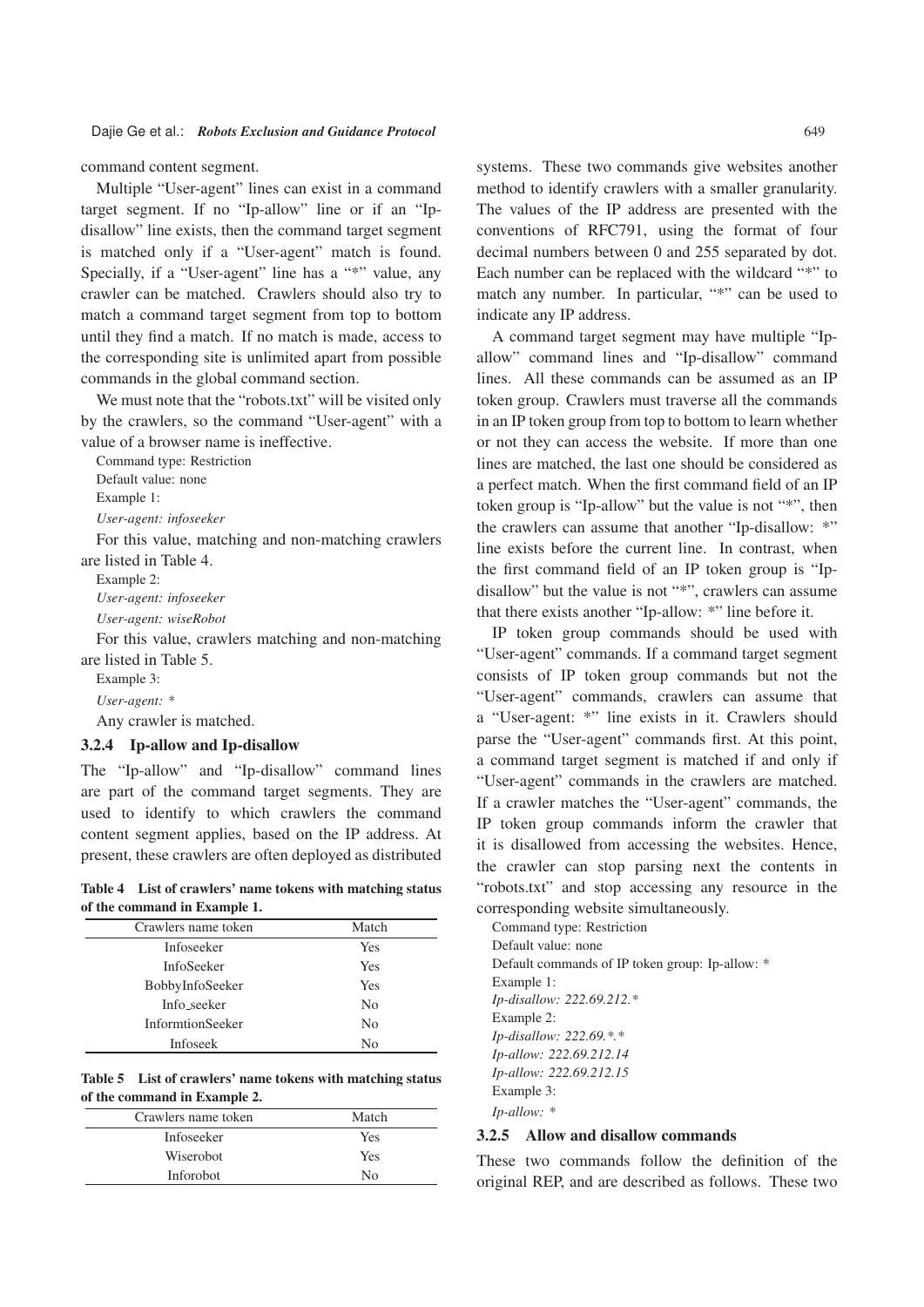command content segment.

Multiple "User-agent" lines can exist in a command target segment. If no "Ip-allow" line or if an "Ip-disallow" line exists, then the command target segment is matched only if a "User-agent" match is found. Specially, if a "User-agent" line has a "*" value, any crawler can be matched. Crawlers should also try to match a command target segment from top to bottom until they find a match. If no match is made, access to the corresponding site is unlimited apart from possible commands in the global command section.

We must note that the "robots.txt" will be visited only by the crawlers, so the command "User-agent" with a value of a browser name is ineffective.

Command type: Restriction

Default value: none

Example 1:

*User-agent: infoseeker*

For this value, matching and non-matching crawlers are listed in Table 4.

Example 2:

*User-agent: infoseeker*

*User-agent: wiseRobot*

For this value, crawlers matching and non-matching are listed in Table 5.

Example 3:

*User-agent: **

Any crawler is matched.

### 3.2.4 Ip-allow and Ip-disallow

The "Ip-allow" and "Ip-disallow" command lines are part of the command target segments. They are used to identify to which crawlers the command content segment applies, based on the IP address. At present, these crawlers are often deployed as distributed systems. These two commands give websites another method to identify crawlers with a smaller granularity. The values of the IP address are presented with the conventions of RFC791, using the format of four decimal numbers between 0 and 255 separated by dot. Each number can be replaced with the wildcard "*" to match any number. In particular, "*" can be used to indicate any IP address.

**Table 4 List of crawlers' name tokens with matching status of the command in Example 1.**

| Crawlers name token | Match |
|---|---|
| Infoseeker | Yes |
| InfoSeeker | Yes |
| BobbyInfoSeeker | Yes |
| Info_seeker | No |
| InformtionSeeker | No |
| Infoseek | No |

**Table 5 List of crawlers' name tokens with matching status of the command in Example 2.**

| Crawlers name token | Match |
|---|---|
| Infoseeker | Yes |
| Wiserobot | Yes |
| Inforobot | No |

A command target segment may have multiple "Ip-allow" command lines and "Ip-disallow" command lines. All these commands can be assumed as an IP token group. Crawlers must traverse all the commands in an IP token group from top to bottom to learn whether or not they can access the website. If more than one lines are matched, the last one should be considered as a perfect match. When the first command field of an IP token group is "Ip-allow" but the value is not "*", then the crawlers can assume that another "Ip-disallow: *" line exists before the current line. In contrast, when the first command field of an IP token group is "Ip-disallow" but the value is not "*", crawlers can assume that there exists another "Ip-allow: *" line before it.

IP token group commands should be used with "User-agent" commands. If a command target segment consists of IP token group commands but not the "User-agent" commands, crawlers can assume that a "User-agent: *" line exists in it. Crawlers should parse the "User-agent" commands first. At this point, a command target segment is matched if and only if "User-agent" commands in the crawlers are matched. If a crawler matches the "User-agent" commands, the IP token group commands inform the crawler that it is disallowed from accessing the websites. Hence, the crawler can stop parsing next the contents in "robots.txt" and stop accessing any resource in the corresponding website simultaneously.

Command type: Restriction

Default value: none

Default commands of IP token group: Ip-allow: *

Example 1:

*Ip-disallow: 222.69.212.**

Example 2:

*Ip-disallow: 222.69.*.**

*Ip-allow: 222.69.212.14*

*Ip-allow: 222.69.212.15*

Example 3:

*Ip-allow: **

### 3.2.5 Allow and disallow commands

These two commands follow the definition of the original REP, and are described as follows. These two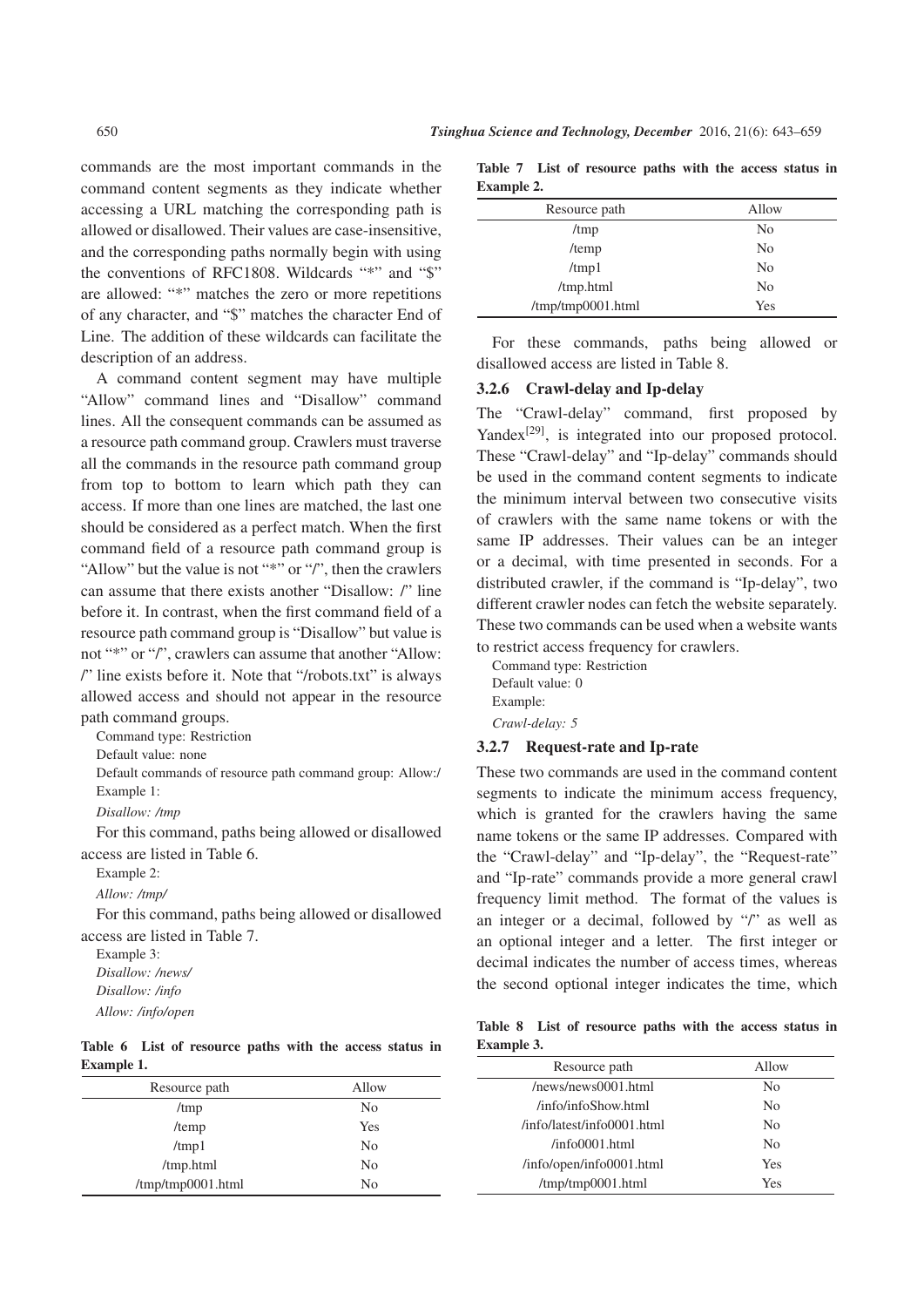commands are the most important commands in the command content segments as they indicate whether accessing a URL matching the corresponding path is allowed or disallowed. Their values are case-insensitive, and the corresponding paths normally begin with using the conventions of RFC1808. Wildcards "*" and "$" are allowed: "*" matches the zero or more repetitions of any character, and "$" matches the character End of Line. The addition of these wildcards can facilitate the description of an address.

A command content segment may have multiple "Allow" command lines and "Disallow" command lines. All the consequent commands can be assumed as a resource path command group. Crawlers must traverse all the commands in the resource path command group from top to bottom to learn which path they can access. If more than one lines are matched, the last one should be considered as a perfect match. When the first command field of a resource path command group is "Allow" but the value is not "*" or "/", then the crawlers can assume that there exists another "Disallow: /" line before it. In contrast, when the first command field of a resource path command group is "Disallow" but value is not "*" or "/", crawlers can assume that another "Allow: /" line exists before it. Note that "/robots.txt" is always allowed access and should not appear in the resource path command groups.

Command type: Restriction

Default value: none

Default commands of resource path command group: Allow:/

Example 1:

*Disallow: /tmp*

For this command, paths being allowed or disallowed access are listed in Table 6.

Example 2:

*Allow: /tmp/*

For this command, paths being allowed or disallowed access are listed in Table 7.

Example 3:

*Disallow: /news/*

*Disallow: /info*

*Allow: /info/open*

**Table 6 List of resource paths with the access status in Example 1.**

| Resource path | Allow |
|---|---|
| /tmp | No |
| /temp | Yes |
| /tmp1 | No |
| /tmp.html | No |
| /tmp/tmp0001.html | No |

**Table 7 List of resource paths with the access status in Example 2.**

| Resource path | Allow |
|---|---|
| /tmp | No |
| /temp | No |
| /tmp1 | No |
| /tmp.html | No |
| /tmp/tmp0001.html | Yes |

For these commands, paths being allowed or disallowed access are listed in Table 8.

**Table 8 List of resource paths with the access status in Example 3.**

| Resource path | Allow |
|---|---|
| /news/news0001.html | No |
| /info/infoShow.html | No |
| /info/latest/info0001.html | No |
| /info0001.html | No |
| /info/open/info0001.html | Yes |
| /tmp/tmp0001.html | Yes |

### 3.2.6 Crawl-delay and Ip-delay

The "Crawl-delay" command, first proposed by Yandex[29], is integrated into our proposed protocol. These "Crawl-delay" and "Ip-delay" commands should be used in the command content segments to indicate the minimum interval between two consecutive visits of crawlers with the same name tokens or with the same IP addresses. Their values can be an integer or a decimal, with time presented in seconds. For a distributed crawler, if the command is "Ip-delay", two different crawler nodes can fetch the website separately. These two commands can be used when a website wants to restrict access frequency for crawlers.

Command type: Restriction

Default value: 0

Example:

*Crawl-delay: 5*

### 3.2.7 Request-rate and Ip-rate

These two commands are used in the command content segments to indicate the minimum access frequency, which is granted for the crawlers having the same name tokens or the same IP addresses. Compared with the "Crawl-delay" and "Ip-delay", the "Request-rate" and "Ip-rate" commands provide a more general crawl frequency limit method. The format of the values is an integer or a decimal, followed by "/" as well as an optional integer and a letter. The first integer or decimal indicates the number of access times, whereas the second optional integer indicates the time, which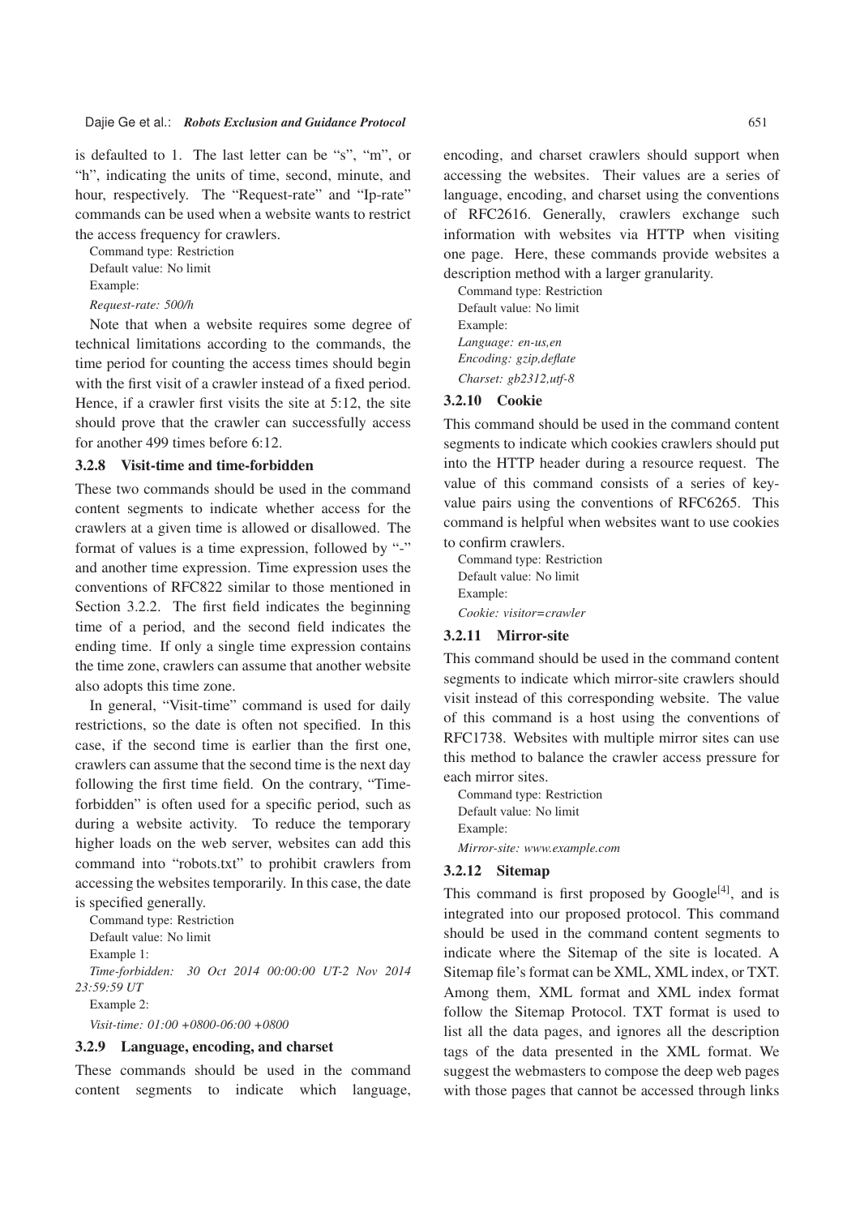is defaulted to 1. The last letter can be "s", "m", or "h", indicating the units of time, second, minute, and hour, respectively. The "Request-rate" and "Ip-rate" commands can be used when a website wants to restrict the access frequency for crawlers.

Command type: Restriction
Default value: No limit
Example:
*Request-rate: 500/h*

Note that when a website requires some degree of technical limitations according to the commands, the time period for counting the access times should begin with the first visit of a crawler instead of a fixed period. Hence, if a crawler first visits the site at 5:12, the site should prove that the crawler can successfully access for another 499 times before 6:12.

### 3.2.8 Visit-time and time-forbidden

These two commands should be used in the command content segments to indicate whether access for the crawlers at a given time is allowed or disallowed. The format of values is a time expression, followed by "-" and another time expression. Time expression uses the conventions of RFC822 similar to those mentioned in Section 3.2.2. The first field indicates the beginning time of a period, and the second field indicates the ending time. If only a single time expression contains the time zone, crawlers can assume that another website also adopts this time zone.

In general, "Visit-time" command is used for daily restrictions, so the date is often not specified. In this case, if the second time is earlier than the first one, crawlers can assume that the second time is the next day following the first time field. On the contrary, "Time-forbidden" is often used for a specific period, such as during a website activity. To reduce the temporary higher loads on the web server, websites can add this command into "robots.txt" to prohibit crawlers from accessing the websites temporarily. In this case, the date is specified generally.

Command type: Restriction
Default value: No limit
Example 1:
*Time-forbidden: 30 Oct 2014 00:00:00 UT-2 Nov 2014 23:59:59 UT*
Example 2:
*Visit-time: 01:00 +0800-06:00 +0800*

### 3.2.9 Language, encoding, and charset

These commands should be used in the command content segments to indicate which language, encoding, and charset crawlers should support when accessing the websites. Their values are a series of language, encoding, and charset using the conventions of RFC2616. Generally, crawlers exchange such information with websites via HTTP when visiting one page. Here, these commands provide websites a description method with a larger granularity.

Command type: Restriction
Default value: No limit
Example:
*Language: en-us,en*
*Encoding: gzip,deflate*
*Charset: gb2312,utf-8*

### 3.2.10 Cookie

This command should be used in the command content segments to indicate which cookies crawlers should put into the HTTP header during a resource request. The value of this command consists of a series of key-value pairs using the conventions of RFC6265. This command is helpful when websites want to use cookies to confirm crawlers.

Command type: Restriction
Default value: No limit
Example:
*Cookie: visitor=crawler*

### 3.2.11 Mirror-site

This command should be used in the command content segments to indicate which mirror-site crawlers should visit instead of this corresponding website. The value of this command is a host using the conventions of RFC1738. Websites with multiple mirror sites can use this method to balance the crawler access pressure for each mirror sites.

Command type: Restriction
Default value: No limit
Example:
*Mirror-site: www.example.com*

### 3.2.12 Sitemap

This command is first proposed by Google[4], and is integrated into our proposed protocol. This command should be used in the command content segments to indicate where the Sitemap of the site is located. A Sitemap file's format can be XML, XML index, or TXT. Among them, XML format and XML index format follow the Sitemap Protocol. TXT format is used to list all the data pages, and ignores all the description tags of the data presented in the XML format. We suggest the webmasters to compose the deep web pages with those pages that cannot be accessed through links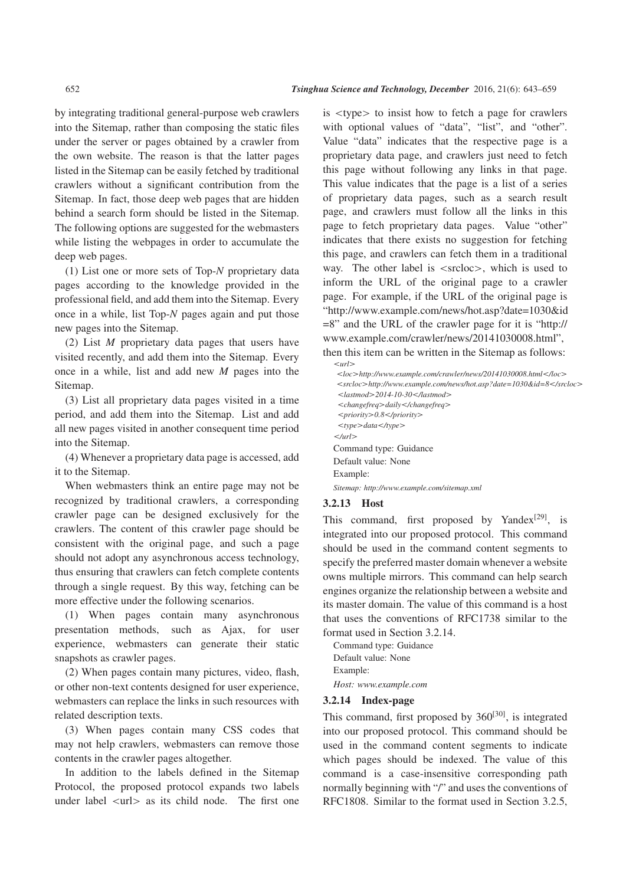by integrating traditional general-purpose web crawlers into the Sitemap, rather than composing the static files under the server or pages obtained by a crawler from the own website. The reason is that the latter pages listed in the Sitemap can be easily fetched by traditional crawlers without a significant contribution from the Sitemap. In fact, those deep web pages that are hidden behind a search form should be listed in the Sitemap. The following options are suggested for the webmasters while listing the webpages in order to accumulate the deep web pages.

(1) List one or more sets of Top-*N* proprietary data pages according to the knowledge provided in the professional field, and add them into the Sitemap. Every once in a while, list Top-*N* pages again and put those new pages into the Sitemap.

(2) List *M* proprietary data pages that users have visited recently, and add them into the Sitemap. Every once in a while, list and add new *M* pages into the Sitemap.

(3) List all proprietary data pages visited in a time period, and add them into the Sitemap. List and add all new pages visited in another consequent time period into the Sitemap.

(4) Whenever a proprietary data page is accessed, add it to the Sitemap.

When webmasters think an entire page may not be recognized by traditional crawlers, a corresponding crawler page can be designed exclusively for the crawlers. The content of this crawler page should be consistent with the original page, and such a page should not adopt any asynchronous access technology, thus ensuring that crawlers can fetch complete contents through a single request. By this way, fetching can be more effective under the following scenarios.

(1) When pages contain many asynchronous presentation methods, such as Ajax, for user experience, webmasters can generate their static snapshots as crawler pages.

(2) When pages contain many pictures, video, flash, or other non-text contents designed for user experience, webmasters can replace the links in such resources with related description texts.

(3) When pages contain many CSS codes that may not help crawlers, webmasters can remove those contents in the crawler pages altogether.

In addition to the labels defined in the Sitemap Protocol, the proposed protocol expands two labels under label <url> as its child node. The first one is <type> to insist how to fetch a page for crawlers with optional values of "data", "list", and "other". Value "data" indicates that the respective page is a proprietary data page, and crawlers just need to fetch this page without following any links in that page. This value indicates that the page is a list of a series of proprietary data pages, such as a search result page, and crawlers must follow all the links in this page to fetch proprietary data pages. Value "other" indicates that there exists no suggestion for fetching this page, and crawlers can fetch them in a traditional way. The other label is <srcloc>, which is used to inform the URL of the original page to a crawler page. For example, if the URL of the original page is "http://www.example.com/news/hot.asp?date=1030&id=8" and the URL of the crawler page for it is "http://www.example.com/crawler/news/20141030008.html", then this item can be written in the Sitemap as follows:

```
<url>
  <loc>http://www.example.com/crawler/news/20141030008.html</loc>
  <srcloc>http://www.example.com/news/hot.asp?date=1030&id=8</srcloc>
  <lastmod>2014-10-30</lastmod>
  <changefreq>daily</changefreq>
  <priority>0.8</priority>
  <type>data</type>
</url>
```

Command type: Guidance

Default value: None

Example:

*Sitemap: http://www.example.com/sitemap.xml*

### 3.2.13 Host

This command, first proposed by Yandex[29], is integrated into our proposed protocol. This command should be used in the command content segments to specify the preferred master domain whenever a website owns multiple mirrors. This command can help search engines organize the relationship between a website and its master domain. The value of this command is a host that uses the conventions of RFC1738 similar to the format used in Section 3.2.14.

Command type: Guidance

Default value: None

Example:

*Host: www.example.com*

### 3.2.14 Index-page

This command, first proposed by 360[30], is integrated into our proposed protocol. This command should be used in the command content segments to indicate which pages should be indexed. The value of this command is a case-insensitive corresponding path normally beginning with "/" and uses the conventions of RFC1808. Similar to the format used in Section 3.2.5,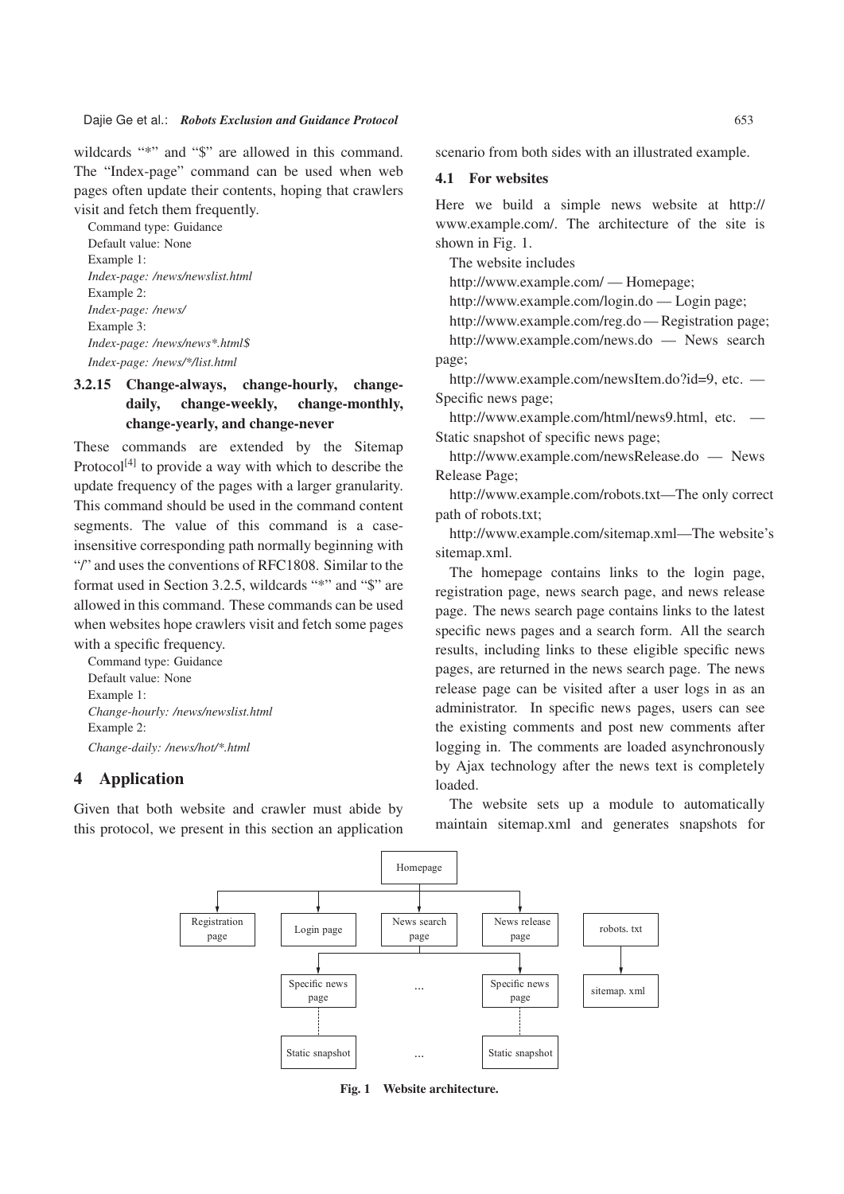wildcards "*" and "$" are allowed in this command. The "Index-page" command can be used when web pages often update their contents, hoping that crawlers visit and fetch them frequently.

Command type: Guidance
Default value: None
Example 1:
*Index-page: /news/newslist.html*
Example 2:
*Index-page: /news/*
Example 3:
*Index-page: /news/news*.html$*
*Index-page: /news/*/list.html*

#### 3.2.15 Change-always, change-hourly, change-daily, change-weekly, change-monthly, change-yearly, and change-never

These commands are extended by the Sitemap Protocol[4] to provide a way with which to describe the update frequency of the pages with a larger granularity. This command should be used in the command content segments. The value of this command is a case-insensitive corresponding path normally beginning with "/" and uses the conventions of RFC1808. Similar to the format used in Section 3.2.5, wildcards "*" and "$" are allowed in this command. These commands can be used when websites hope crawlers visit and fetch some pages with a specific frequency.

Command type: Guidance
Default value: None
Example 1:
*Change-hourly: /news/newslist.html*
Example 2:
*Change-daily: /news/hot/*.html*

## 4 Application

Given that both website and crawler must abide by this protocol, we present in this section an application scenario from both sides with an illustrated example.

### 4.1 For websites

Here we build a simple news website at http://www.example.com/. The architecture of the site is shown in Fig. 1.

The website includes

http://www.example.com/ — Homepage;

http://www.example.com/login.do — Login page;

http://www.example.com/reg.do — Registration page;

http://www.example.com/news.do — News search page;

http://www.example.com/newsItem.do?id=9, etc. — Specific news page;

http://www.example.com/html/news9.html, etc. — Static snapshot of specific news page;

http://www.example.com/newsRelease.do — News Release Page;

http://www.example.com/robots.txt—The only correct path of robots.txt;

http://www.example.com/sitemap.xml—The website's sitemap.xml.

The homepage contains links to the login page, registration page, news search page, and news release page. The news search page contains links to the latest specific news pages and a search form. All the search results, including links to these eligible specific news pages, are returned in the news search page. The news release page can be visited after a user logs in as an administrator. In specific news pages, users can see the existing comments and post new comments after logging in. The comments are loaded asynchronously by Ajax technology after the news text is completely loaded.

The website sets up a module to automatically maintain sitemap.xml and generates snapshots for

Homepage; Registration page; Login page; News search page; News release page; robots. txt; Specific news page; ...; Specific news page; sitemap. xml; Static snapshot; ...; Static snapshot

**Fig. 1 Website architecture.**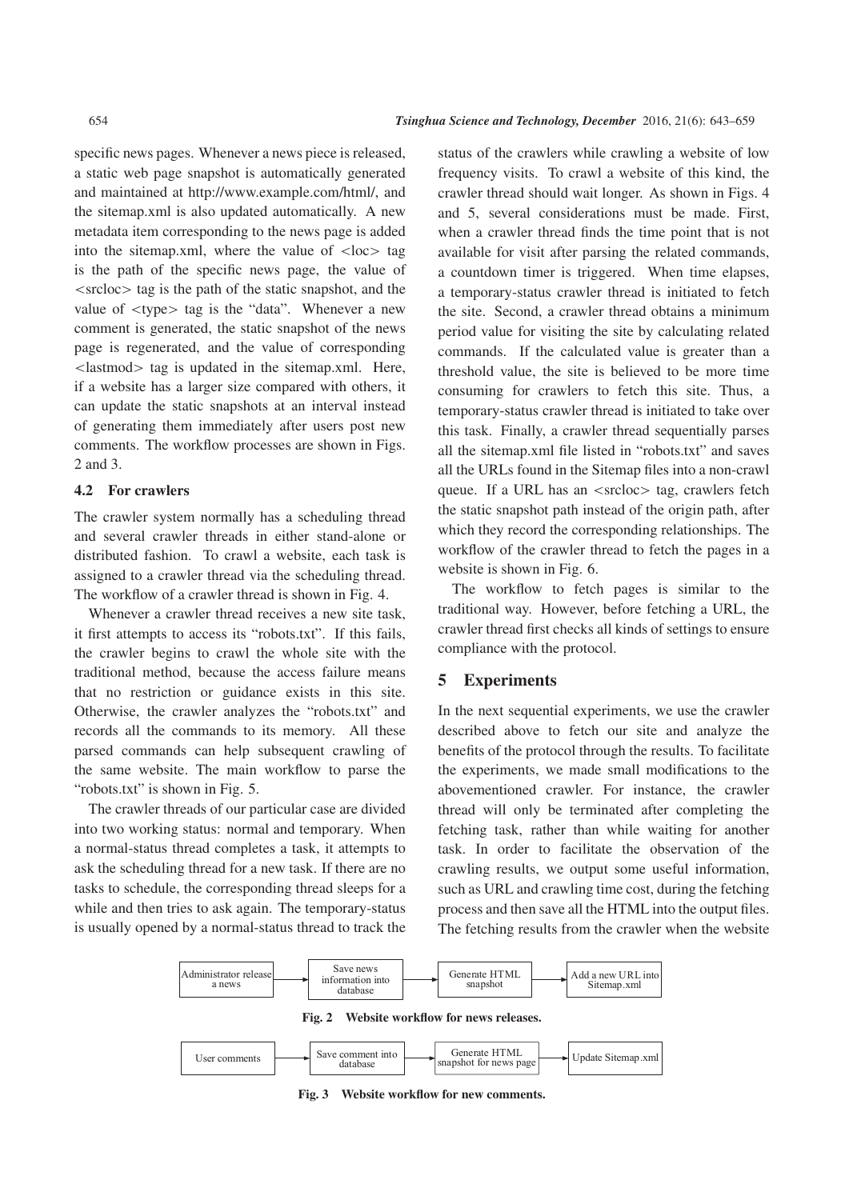specific news pages. Whenever a news piece is released, a static web page snapshot is automatically generated and maintained at http://www.example.com/html/, and the sitemap.xml is also updated automatically. A new metadata item corresponding to the news page is added into the sitemap.xml, where the value of <loc> tag is the path of the specific news page, the value of <srcloc> tag is the path of the static snapshot, and the value of <type> tag is the "data". Whenever a new comment is generated, the static snapshot of the news page is regenerated, and the value of corresponding <lastmod> tag is updated in the sitemap.xml. Here, if a website has a larger size compared with others, it can update the static snapshots at an interval instead of generating them immediately after users post new comments. The workflow processes are shown in Figs. 2 and 3.

### 4.2 For crawlers

The crawler system normally has a scheduling thread and several crawler threads in either stand-alone or distributed fashion. To crawl a website, each task is assigned to a crawler thread via the scheduling thread. The workflow of a crawler thread is shown in Fig. 4.

Whenever a crawler thread receives a new site task, it first attempts to access its "robots.txt". If this fails, the crawler begins to crawl the whole site with the traditional method, because the access failure means that no restriction or guidance exists in this site. Otherwise, the crawler analyzes the "robots.txt" and records all the commands to its memory. All these parsed commands can help subsequent crawling of the same website. The main workflow to parse the "robots.txt" is shown in Fig. 5.

The crawler threads of our particular case are divided into two working status: normal and temporary. When a normal-status thread completes a task, it attempts to ask the scheduling thread for a new task. If there are no tasks to schedule, the corresponding thread sleeps for a while and then tries to ask again. The temporary-status is usually opened by a normal-status thread to track the status of the crawlers while crawling a website of low frequency visits. To crawl a website of this kind, the crawler thread should wait longer. As shown in Figs. 4 and 5, several considerations must be made. First, when a crawler thread finds the time point that is not available for visit after parsing the related commands, a countdown timer is triggered. When time elapses, a temporary-status crawler thread is initiated to fetch the site. Second, a crawler thread obtains a minimum period value for visiting the site by calculating related commands. If the calculated value is greater than a threshold value, the site is believed to be more time consuming for crawlers to fetch this site. Thus, a temporary-status crawler thread is initiated to take over this task. Finally, a crawler thread sequentially parses all the sitemap.xml file listed in "robots.txt" and saves all the URLs found in the Sitemap files into a non-crawl queue. If a URL has an <srcloc> tag, crawlers fetch the static snapshot path instead of the origin path, after which they record the corresponding relationships. The workflow of the crawler thread to fetch the pages in a website is shown in Fig. 6.

The workflow to fetch pages is similar to the traditional way. However, before fetching a URL, the crawler thread first checks all kinds of settings to ensure compliance with the protocol.

## 5 Experiments

In the next sequential experiments, we use the crawler described above to fetch our site and analyze the benefits of the protocol through the results. To facilitate the experiments, we made small modifications to the abovementioned crawler. For instance, the crawler thread will only be terminated after completing the fetching task, rather than while waiting for another task. In order to facilitate the observation of the crawling results, we output some useful information, such as URL and crawling time cost, during the fetching process and then save all the HTML into the output files. The fetching results from the crawler when the website

Administrator release a news → Save news information into database → Generate HTML snapshot → Add a new URL into Sitemap.xml

**Fig. 2 Website workflow for news releases.**

User comments → Save comment into database → Generate HTML snapshot for news page → Update Sitemap.xml

**Fig. 3 Website workflow for new comments.**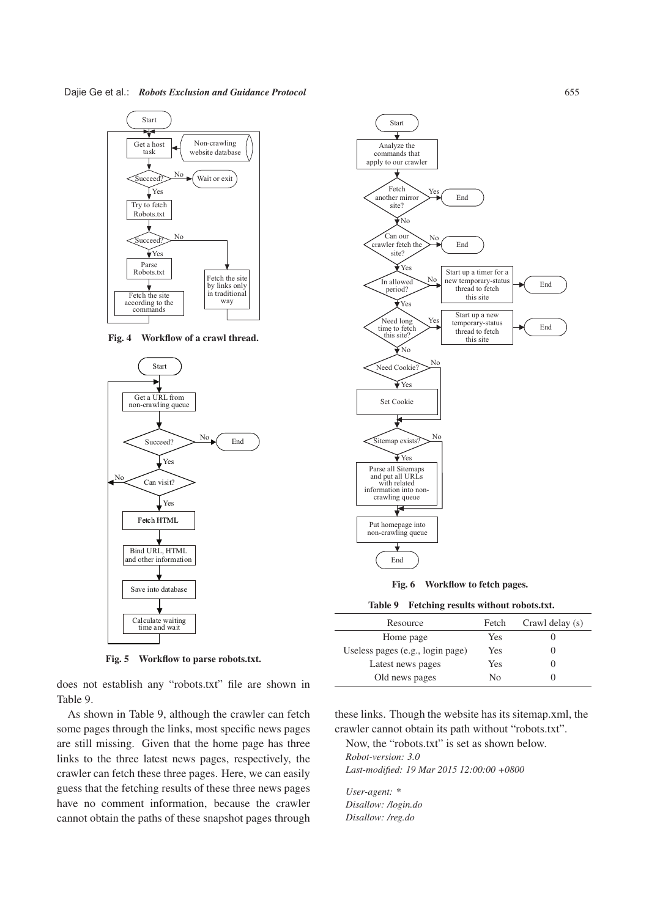Fig. 4 Workflow of a crawl thread.

Fig. 5 Workflow to parse robots.txt.

Fig. 6 Workflow to fetch pages.

does not establish any "robots.txt" file are shown in Table 9.

As shown in Table 9, although the crawler can fetch some pages through the links, most specific news pages are still missing. Given that the home page has three links to the three latest news pages, respectively, the crawler can fetch these three pages. Here, we can easily guess that the fetching results of these three news pages have no comment information, because the crawler cannot obtain the paths of these snapshot pages through these links. Though the website has its sitemap.xml, the crawler cannot obtain its path without "robots.txt".

**Table 9 Fetching results without robots.txt.**

| Resource | Fetch | Crawl delay (s) |
|---|---|---|
| Home page | Yes | 0 |
| Useless pages (e.g., login page) | Yes | 0 |
| Latest news pages | Yes | 0 |
| Old news pages | No | 0 |

Now, the "robots.txt" is set as shown below.

*Robot-version: 3.0*
*Last-modified: 19 Mar 2015 12:00:00 +0800*

*User-agent: \**
*Disallow: /login.do*
*Disallow: /reg.do*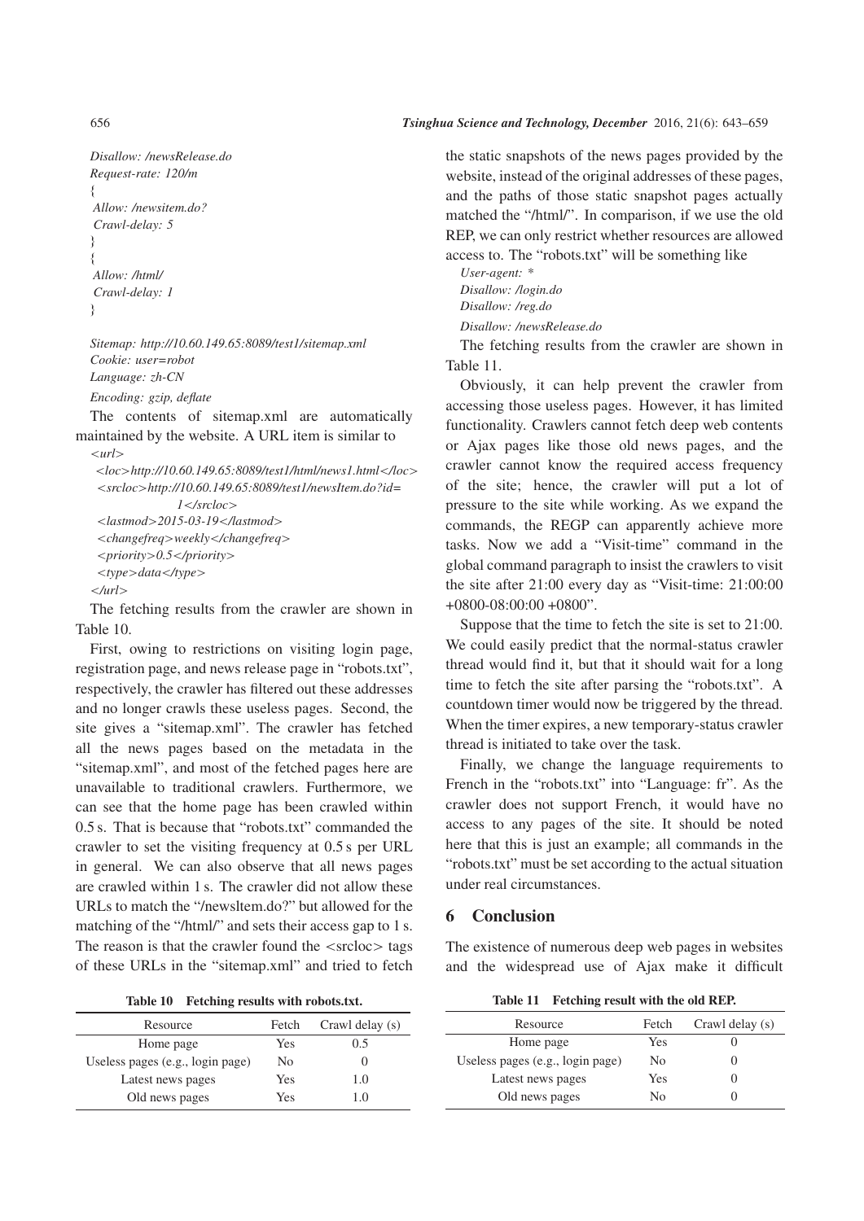*Disallow: /newsRelease.do*
*Request-rate: 120/m*
*{*
*Allow: /newsitem.do?*
*Crawl-delay: 5*
*}*
*{*
*Allow: /html/*
*Crawl-delay: 1*
*}*

*Sitemap: http://10.60.149.65:8089/test1/sitemap.xml*
*Cookie: user=robot*
*Language: zh-CN*
*Encoding: gzip, deflate*

The contents of sitemap.xml are automatically maintained by the website. A URL item is similar to

*<url>*
*<loc>http://10.60.149.65:8089/test1/html/news1.html</loc>*
*<srcloc>http://10.60.149.65:8089/test1/newsItem.do?id=1</srcloc>*
*<lastmod>2015-03-19</lastmod>*
*<changefreq>weekly</changefreq>*
*<priority>0.5</priority>*
*<type>data</type>*
*</url>*

The fetching results from the crawler are shown in Table 10.

First, owing to restrictions on visiting login page, registration page, and news release page in "robots.txt", respectively, the crawler has filtered out these addresses and no longer crawls these useless pages. Second, the site gives a "sitemap.xml". The crawler has fetched all the news pages based on the metadata in the "sitemap.xml", and most of the fetched pages here are unavailable to traditional crawlers. Furthermore, we can see that the home page has been crawled within 0.5 s. That is because that "robots.txt" commanded the crawler to set the visiting frequency at 0.5 s per URL in general. We can also observe that all news pages are crawled within 1 s. The crawler did not allow these URLs to match the "/newsItem.do?" but allowed for the matching of the "/html/" and sets their access gap to 1 s. The reason is that the crawler found the <srcloc> tags of these URLs in the "sitemap.xml" and tried to fetch the static snapshots of the news pages provided by the website, instead of the original addresses of these pages, and the paths of those static snapshot pages actually matched the "/html/". In comparison, if we use the old REP, we can only restrict whether resources are allowed access to. The "robots.txt" will be something like

*User-agent: \**
*Disallow: /login.do*
*Disallow: /reg.do*
*Disallow: /newsRelease.do*

The fetching results from the crawler are shown in Table 11.

Obviously, it can help prevent the crawler from accessing those useless pages. However, it has limited functionality. Crawlers cannot fetch deep web contents or Ajax pages like those old news pages, and the crawler cannot know the required access frequency of the site; hence, the crawler will put a lot of pressure to the site while working. As we expand the commands, the REGP can apparently achieve more tasks. Now we add a "Visit-time" command in the global command paragraph to insist the crawlers to visit the site after 21:00 every day as "Visit-time: 21:00:00 +0800-08:00:00 +0800".

Suppose that the time to fetch the site is set to 21:00. We could easily predict that the normal-status crawler thread would find it, but that it should wait for a long time to fetch the site after parsing the "robots.txt". A countdown timer would now be triggered by the thread. When the timer expires, a new temporary-status crawler thread is initiated to take over the task.

Finally, we change the language requirements to French in the "robots.txt" into "Language: fr". As the crawler does not support French, it would have no access to any pages of the site. It should be noted here that this is just an example; all commands in the "robots.txt" must be set according to the actual situation under real circumstances.

**Table 10 Fetching results with robots.txt.**

| Resource | Fetch | Crawl delay (s) |
|---|---|---|
| Home page | Yes | 0.5 |
| Useless pages (e.g., login page) | No | 0 |
| Latest news pages | Yes | 1.0 |
| Old news pages | Yes | 1.0 |

**Table 11 Fetching result with the old REP.**

| Resource | Fetch | Crawl delay (s) |
|---|---|---|
| Home page | Yes | 0 |
| Useless pages (e.g., login page) | No | 0 |
| Latest news pages | Yes | 0 |
| Old news pages | No | 0 |

## 6 Conclusion

The existence of numerous deep web pages in websites and the widespread use of Ajax make it difficult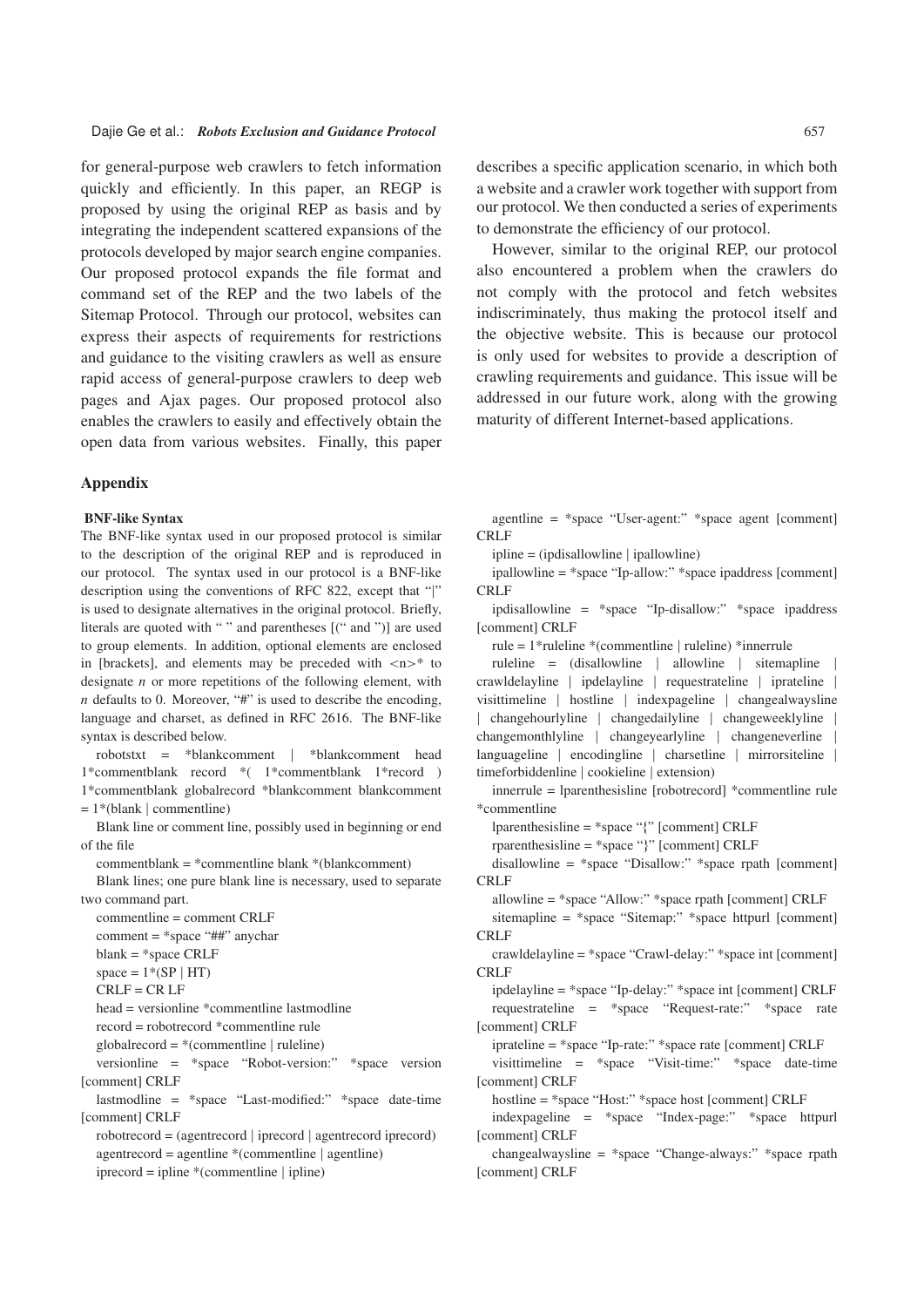for general-purpose web crawlers to fetch information quickly and efficiently. In this paper, an REGP is proposed by using the original REP as basis and by integrating the independent scattered expansions of the protocols developed by major search engine companies. Our proposed protocol expands the file format and command set of the REP and the two labels of the Sitemap Protocol. Through our protocol, websites can express their aspects of requirements for restrictions and guidance to the visiting crawlers as well as ensure rapid access of general-purpose crawlers to deep web pages and Ajax pages. Our proposed protocol also enables the crawlers to easily and effectively obtain the open data from various websites. Finally, this paper describes a specific application scenario, in which both a website and a crawler work together with support from our protocol. We then conducted a series of experiments to demonstrate the efficiency of our protocol.

However, similar to the original REP, our protocol also encountered a problem when the crawlers do not comply with the protocol and fetch websites indiscriminately, thus making the protocol itself and the objective website. This is because our protocol is only used for websites to provide a description of crawling requirements and guidance. This issue will be addressed in our future work, along with the growing maturity of different Internet-based applications.

## Appendix

### BNF-like Syntax

The BNF-like syntax used in our proposed protocol is similar to the description of the original REP and is reproduced in our protocol. The syntax used in our protocol is a BNF-like description using the conventions of RFC 822, except that "|" is used to designate alternatives in the original protocol. Briefly, literals are quoted with " " and parentheses [(" and ")] are used to group elements. In addition, optional elements are enclosed in [brackets], and elements may be preceded with <n>* to designate *n* or more repetitions of the following element, with *n* defaults to 0. Moreover, "#" is used to describe the encoding, language and charset, as defined in RFC 2616. The BNF-like syntax is described below.

robotstxt = *blankcomment | *blankcomment head 1*commentblank record *( 1*commentblank 1*record ) 1*commentblank globalrecord *blankcomment blankcomment = 1*(blank | commentline)

Blank line or comment line, possibly used in beginning or end of the file

commentblank = *commentline blank *(blankcomment)

Blank lines; one pure blank line is necessary, used to separate two command part.

commentline = comment CRLF

comment = *space "##" anychar

blank = *space CRLF

space = 1*(SP | HT)

CRLF = CR LF

head = versionline *commentline lastmodline

record = robotrecord *commentline rule

globalrecord = *(commentline | ruleline)

versionline = *space "Robot-version:" *space version [comment] CRLF

lastmodline = *space "Last-modified:" *space date-time [comment] CRLF

robotrecord = (agentrecord | iprecord | agentrecord iprecord)

agentrecord = agentline *(commentline | agentline)

iprecord = ipline *(commentline | ipline)

agentline = *space "User-agent:" *space agent [comment] CRLF

ipline = (ipdisallowline | ipallowline)

ipallowline = *space "Ip-allow:" *space ipaddress [comment] CRLF

ipdisallowline = *space "Ip-disallow:" *space ipaddress [comment] CRLF

rule = 1*ruleline *(commentline | ruleline) *innerrule

ruleline = (disallowline | allowline | sitemapline | crawldelayline | ipdelayline | requestrateline | iprateline | visittimeline | hostline | indexpageline | changealwaysline | changehourlyline | changedailyline | changeweeklyline | changemonthlyline | changeyearlyline | changeneverline | languageline | encodingline | charsetline | mirrorsiteline | timeforbiddenline | cookieline | extension)

innerrule = lparenthesisline [robotrecord] *commentline rule *commentline

lparenthesisline = *space "{" [comment] CRLF

rparenthesisline = *space "}" [comment] CRLF

disallowline = *space "Disallow:" *space rpath [comment] CRLF

allowline = *space "Allow:" *space rpath [comment] CRLF

sitemapline = *space "Sitemap:" *space httpurl [comment] CRLF

crawldelayline = *space "Crawl-delay:" *space int [comment] CRLF

ipdelayline = *space "Ip-delay:" *space int [comment] CRLF

requestrateline = *space "Request-rate:" *space rate [comment] CRLF

iprateline = *space "Ip-rate:" *space rate [comment] CRLF

visittimeline = *space "Visit-time:" *space date-time [comment] CRLF

hostline = *space "Host:" *space host [comment] CRLF

indexpageline = *space "Index-page:" *space httpurl [comment] CRLF

changealwaysline = *space "Change-always:" *space rpath [comment] CRLF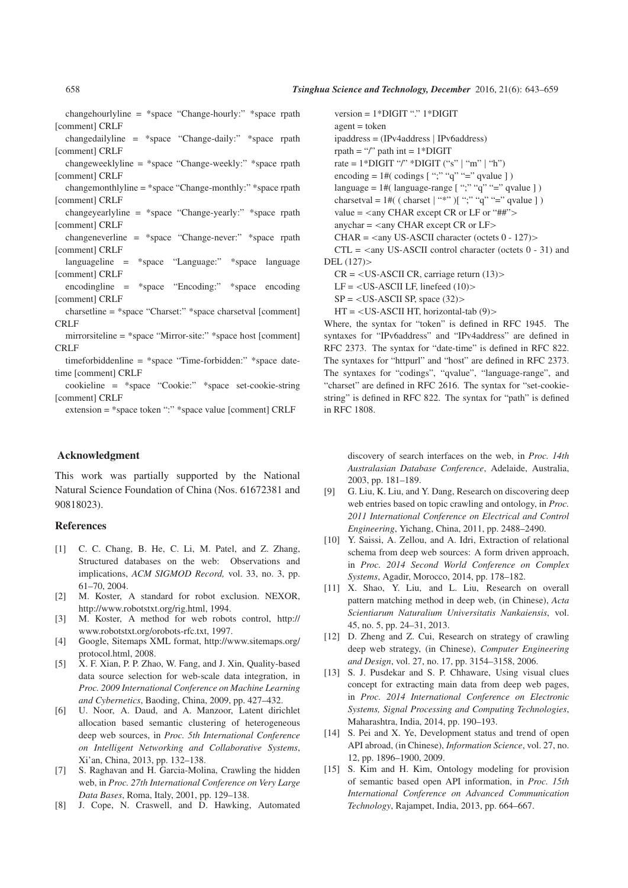changehourlyline = *space "Change-hourly:" *space rpath [comment] CRLF

changedailyline = *space "Change-daily:" *space rpath [comment] CRLF

changeweeklyline = *space "Change-weekly:" *space rpath [comment] CRLF

changemonthlyline = *space "Change-monthly:" *space rpath [comment] CRLF

changeyearlyline = *space "Change-yearly:" *space rpath [comment] CRLF

changeneverline = *space "Change-never:" *space rpath [comment] CRLF

languageline = *space "Language:" *space language [comment] CRLF

encodingline = *space "Encoding:" *space encoding [comment] CRLF

charsetline = *space "Charset:" *space charsetval [comment] CRLF

mirrorsiteline = *space "Mirror-site:" *space host [comment] CRLF

timeforbiddenline = *space "Time-forbidden:" *space date-time [comment] CRLF

cookieline = *space "Cookie:" *space set-cookie-string [comment] CRLF

extension = *space token ":" *space value [comment] CRLF

version = 1*DIGIT "." 1*DIGIT

agent = token

ipaddress = (IPv4address | IPv6address)

rpath = "/" path int = 1*DIGIT

rate = 1*DIGIT "/" *DIGIT ("s" | "m" | "h")

encoding = 1#( codings [ ";" "q" "=" qvalue ] )

language = 1#( language-range [ ";" "q" "=" qvalue ] )

charsetval = 1#( ( charset | "*" )[ ";" "q" "=" qvalue ] )

value = <any CHAR except CR or LF or "##">

anychar = <any CHAR except CR or LF>

CHAR = <any US-ASCII character (octets 0 - 127)>

CTL = <any US-ASCII control character (octets 0 - 31) and DEL (127)>

CR = <US-ASCII CR, carriage return (13)>

LF = <US-ASCII LF, linefeed (10)>

SP = <US-ASCII SP, space (32)>

HT = <US-ASCII HT, horizontal-tab (9)>

Where, the syntax for "token" is defined in RFC 1945. The syntaxes for "IPv6address" and "IPv4address" are defined in RFC 2373. The syntax for "date-time" is defined in RFC 822. The syntaxes for "httpurl" and "host" are defined in RFC 2373. The syntaxes for "codings", "qvalue", "language-range", and "charset" are defined in RFC 2616. The syntax for "set-cookie-string" is defined in RFC 822. The syntax for "path" is defined in RFC 1808.

## Acknowledgment

This work was partially supported by the National Natural Science Foundation of China (Nos. 61672381 and 90818023).

## References

[1] C. C. Chang, B. He, C. Li, M. Patel, and Z. Zhang, Structured databases on the web: Observations and implications, *ACM SIGMOD Record,* vol. 33, no. 3, pp. 61–70, 2004.

[2] M. Koster, A standard for robot exclusion. NEXOR, http://www.robotstxt.org/rig.html, 1994.

[3] M. Koster, A method for web robots control, http://www.robotstxt.org/orobots-rfc.txt, 1997.

[4] Google, Sitemaps XML format, http://www.sitemaps.org/protocol.html, 2008.

[5] X. F. Xian, P. P. Zhao, W. Fang, and J. Xin, Quality-based data source selection for web-scale data integration, in *Proc. 2009 International Conference on Machine Learning and Cybernetics*, Baoding, China, 2009, pp. 427–432.

[6] U. Noor, A. Daud, and A. Manzoor, Latent dirichlet allocation based semantic clustering of heterogeneous deep web sources, in *Proc. 5th International Conference on Intelligent Networking and Collaborative Systems*, Xi'an, China, 2013, pp. 132–138.

[7] S. Raghavan and H. Garcia-Molina, Crawling the hidden web, in *Proc. 27th International Conference on Very Large Data Bases*, Roma, Italy, 2001, pp. 129–138.

[8] J. Cope, N. Craswell, and D. Hawking, Automated discovery of search interfaces on the web, in *Proc. 14th Australasian Database Conference*, Adelaide, Australia, 2003, pp. 181–189.

[9] G. Liu, K. Liu, and Y. Dang, Research on discovering deep web entries based on topic crawling and ontology, in *Proc. 2011 International Conference on Electrical and Control Engineering*, Yichang, China, 2011, pp. 2488–2490.

[10] Y. Saissi, A. Zellou, and A. Idri, Extraction of relational schema from deep web sources: A form driven approach, in *Proc. 2014 Second World Conference on Complex Systems*, Agadir, Morocco, 2014, pp. 178–182.

[11] X. Shao, Y. Liu, and L. Liu, Research on overall pattern matching method in deep web, (in Chinese), *Acta Scientiarum Naturalium Universitatis Nankaiensis*, vol. 45, no. 5, pp. 24–31, 2013.

[12] D. Zheng and Z. Cui, Research on strategy of crawling deep web strategy, (in Chinese), *Computer Engineering and Design*, vol. 27, no. 17, pp. 3154–3158, 2006.

[13] S. J. Pusdekar and S. P. Chhaware, Using visual clues concept for extracting main data from deep web pages, in *Proc. 2014 International Conference on Electronic Systems, Signal Processing and Computing Technologies*, Maharashtra, India, 2014, pp. 190–193.

[14] S. Pei and X. Ye, Development status and trend of open API abroad, (in Chinese), *Information Science*, vol. 27, no. 12, pp. 1896–1900, 2009.

[15] S. Kim and H. Kim, Ontology modeling for provision of semantic based open API information, in *Proc. 15th International Conference on Advanced Communication Technology*, Rajampet, India, 2013, pp. 664–667.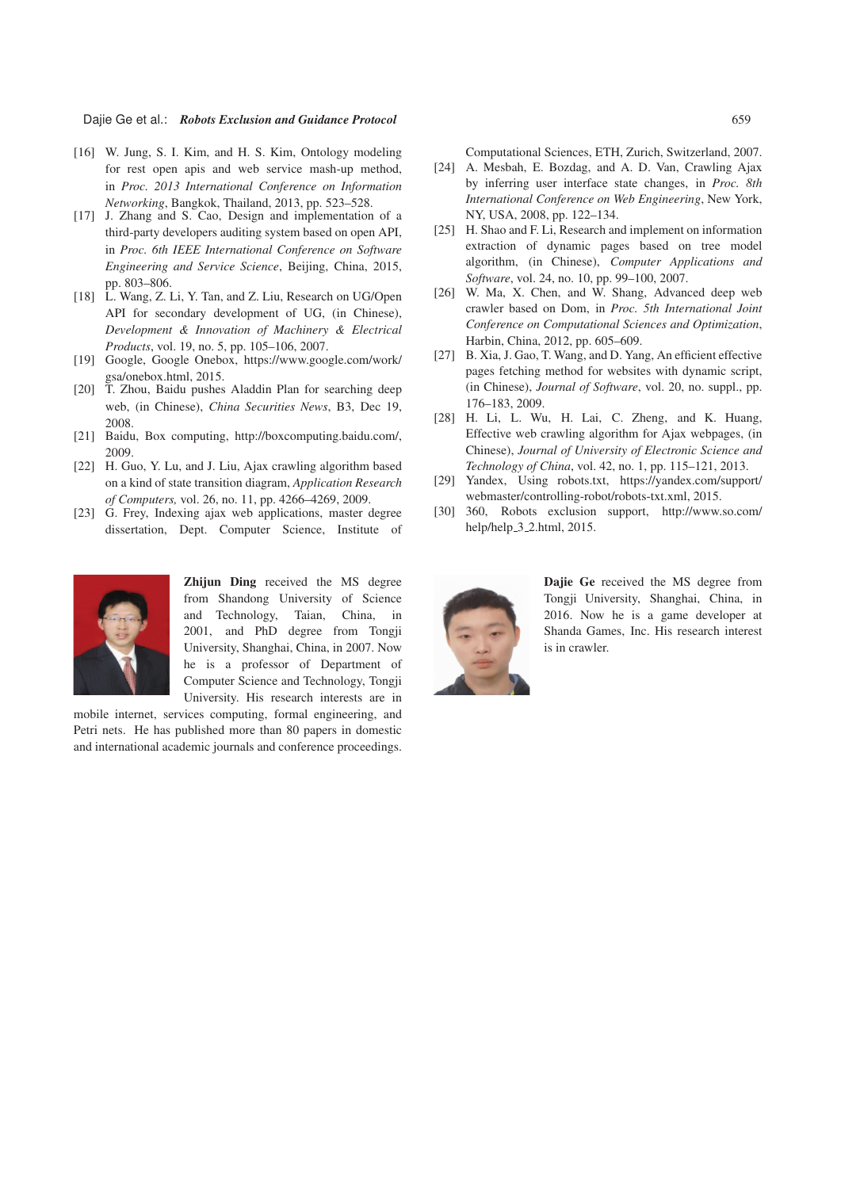[16] W. Jung, S. I. Kim, and H. S. Kim, Ontology modeling for rest open apis and web service mash-up method, in *Proc. 2013 International Conference on Information Networking*, Bangkok, Thailand, 2013, pp. 523–528.

[17] J. Zhang and S. Cao, Design and implementation of a third-party developers auditing system based on open API, in *Proc. 6th IEEE International Conference on Software Engineering and Service Science*, Beijing, China, 2015, pp. 803–806.

[18] L. Wang, Z. Li, Y. Tan, and Z. Liu, Research on UG/Open API for secondary development of UG, (in Chinese), *Development & Innovation of Machinery & Electrical Products*, vol. 19, no. 5, pp. 105–106, 2007.

[19] Google, Google Onebox, https://www.google.com/work/gsa/onebox.html, 2015.

[20] T. Zhou, Baidu pushes Aladdin Plan for searching deep web, (in Chinese), *China Securities News*, B3, Dec 19, 2008.

[21] Baidu, Box computing, http://boxcomputing.baidu.com/, 2009.

[22] H. Guo, Y. Lu, and J. Liu, Ajax crawling algorithm based on a kind of state transition diagram, *Application Research of Computers,* vol. 26, no. 11, pp. 4266–4269, 2009.

[23] G. Frey, Indexing ajax web applications, master degree dissertation, Dept. Computer Science, Institute of Computational Sciences, ETH, Zurich, Switzerland, 2007.

[24] A. Mesbah, E. Bozdag, and A. D. Van, Crawling Ajax by inferring user interface state changes, in *Proc. 8th International Conference on Web Engineering*, New York, NY, USA, 2008, pp. 122–134.

[25] H. Shao and F. Li, Research and implement on information extraction of dynamic pages based on tree model algorithm, (in Chinese), *Computer Applications and Software*, vol. 24, no. 10, pp. 99–100, 2007.

[26] W. Ma, X. Chen, and W. Shang, Advanced deep web crawler based on Dom, in *Proc. 5th International Joint Conference on Computational Sciences and Optimization*, Harbin, China, 2012, pp. 605–609.

[27] B. Xia, J. Gao, T. Wang, and D. Yang, An efficient effective pages fetching method for websites with dynamic script, (in Chinese), *Journal of Software*, vol. 20, no. suppl., pp. 176–183, 2009.

[28] H. Li, L. Wu, H. Lai, C. Zheng, and K. Huang, Effective web crawling algorithm for Ajax webpages, (in Chinese), *Journal of University of Electronic Science and Technology of China*, vol. 42, no. 1, pp. 115–121, 2013.

[29] Yandex, Using robots.txt, https://yandex.com/support/webmaster/controlling-robot/robots-txt.xml, 2015.

[30] 360, Robots exclusion support, http://www.so.com/help/help_3_2.html, 2015.

**Zhijun Ding** received the MS degree from Shandong University of Science and Technology, Taian, China, in 2001, and PhD degree from Tongji University, Shanghai, China, in 2007. Now he is a professor of Department of Computer Science and Technology, Tongji University. His research interests are in mobile internet, services computing, formal engineering, and Petri nets. He has published more than 80 papers in domestic and international academic journals and conference proceedings.

**Dajie Ge** received the MS degree from Tongji University, Shanghai, China, in 2016. Now he is a game developer at Shanda Games, Inc. His research interest is in crawler.